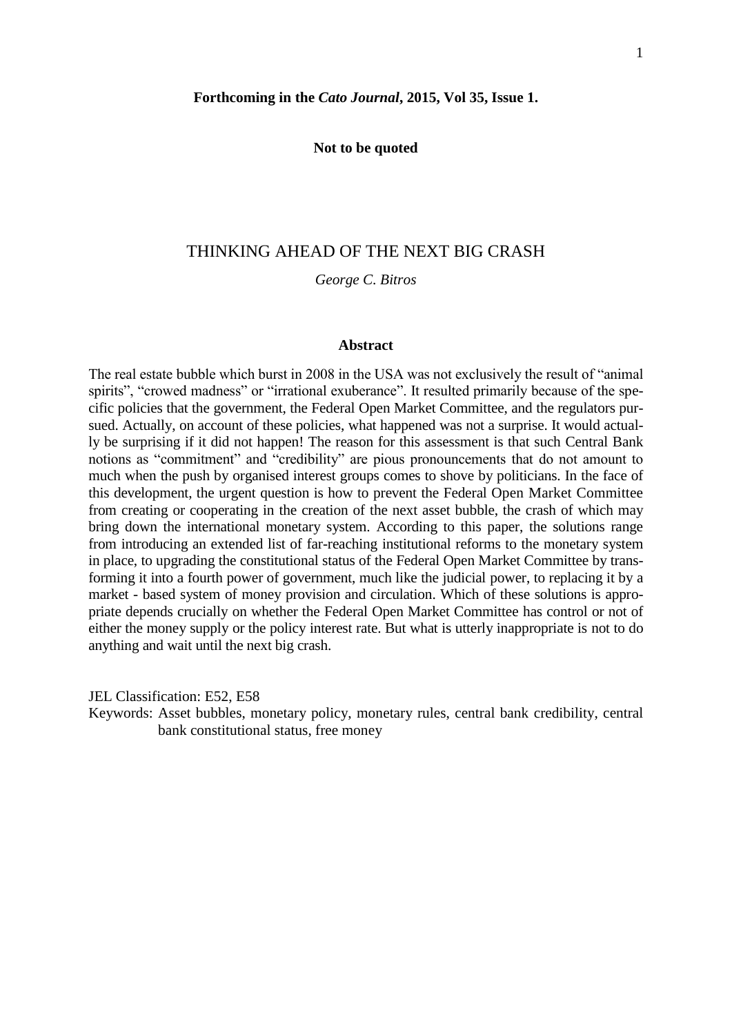**Forthcoming in the *Cato Journal*, 2015, Vol 35, Issue 1.**

**Not to be quoted**

# THINKING AHEAD OF THE NEXT BIG CRASH

*George C. Bitros*

## Abstract

The real estate bubble which burst in 2008 in the USA was not exclusively the result of "animal spirits", "crowed madness" or "irrational exuberance". It resulted primarily because of the specific policies that the government, the Federal Open Market Committee, and the regulators pursued. Actually, on account of these policies, what happened was not a surprise. It would actually be surprising if it did not happen! The reason for this assessment is that such Central Bank notions as "commitment" and "credibility" are pious pronouncements that do not amount to much when the push by organised interest groups comes to shove by politicians. In the face of this development, the urgent question is how to prevent the Federal Open Market Committee from creating or cooperating in the creation of the next asset bubble, the crash of which may bring down the international monetary system. According to this paper, the solutions range from introducing an extended list of far-reaching institutional reforms to the monetary system in place, to upgrading the constitutional status of the Federal Open Market Committee by transforming it into a fourth power of government, much like the judicial power, to replacing it by a market - based system of money provision and circulation. Which of these solutions is appropriate depends crucially on whether the Federal Open Market Committee has control or not of either the money supply or the policy interest rate. But what is utterly inappropriate is not to do anything and wait until the next big crash.

JEL Classification: E52, E58

Keywords: Asset bubbles, monetary policy, monetary rules, central bank credibility, central bank constitutional status, free money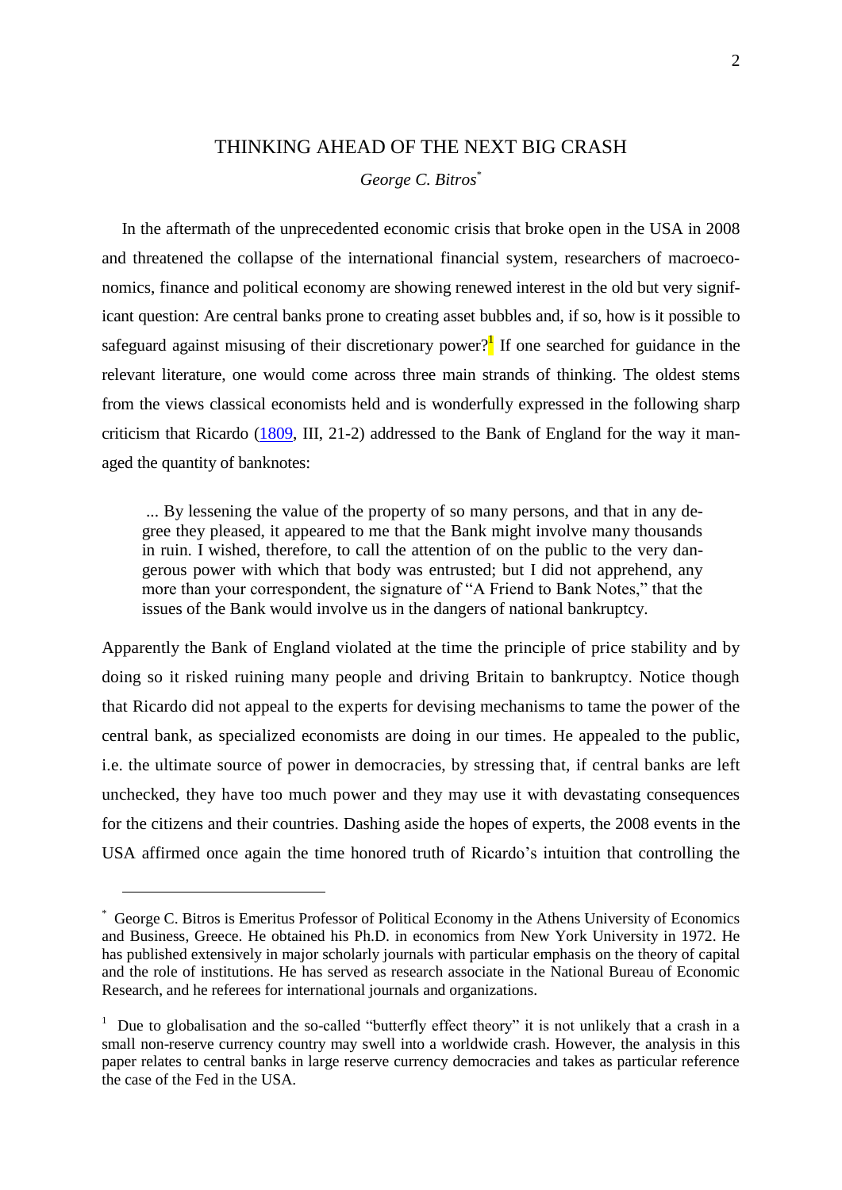# THINKING AHEAD OF THE NEXT BIG CRASH

*George C. Bitros*[*]

In the aftermath of the unprecedented economic crisis that broke open in the USA in 2008 and threatened the collapse of the international financial system, researchers of macroeconomics, finance and political economy are showing renewed interest in the old but very significant question: Are central banks prone to creating asset bubbles and, if so, how is it possible to safeguard against misusing of their discretionary power?[1] If one searched for guidance in the relevant literature, one would come across three main strands of thinking. The oldest stems from the views classical economists held and is wonderfully expressed in the following sharp criticism that Ricardo (1809, III, 21-2) addressed to the Bank of England for the way it managed the quantity of banknotes:

> ... By lessening the value of the property of so many persons, and that in any degree they pleased, it appeared to me that the Bank might involve many thousands in ruin. I wished, therefore, to call the attention of on the public to the very dangerous power with which that body was entrusted; but I did not apprehend, any more than your correspondent, the signature of "A Friend to Bank Notes," that the issues of the Bank would involve us in the dangers of national bankruptcy.

Apparently the Bank of England violated at the time the principle of price stability and by doing so it risked ruining many people and driving Britain to bankruptcy. Notice though that Ricardo did not appeal to the experts for devising mechanisms to tame the power of the central bank, as specialized economists are doing in our times. He appealed to the public, i.e. the ultimate source of power in democracies, by stressing that, if central banks are left unchecked, they have too much power and they may use it with devastating consequences for the citizens and their countries. Dashing aside the hopes of experts, the 2008 events in the USA affirmed once again the time honored truth of Ricardo's intuition that controlling the

---

[*] George C. Bitros is Emeritus Professor of Political Economy in the Athens University of Economics and Business, Greece. He obtained his Ph.D. in economics from New York University in 1972. He has published extensively in major scholarly journals with particular emphasis on the theory of capital and the role of institutions. He has served as research associate in the National Bureau of Economic Research, and he referees for international journals and organizations.

[1] Due to globalisation and the so-called "butterfly effect theory" it is not unlikely that a crash in a small non-reserve currency country may swell into a worldwide crash. However, the analysis in this paper relates to central banks in large reserve currency democracies and takes as particular reference the case of the Fed in the USA.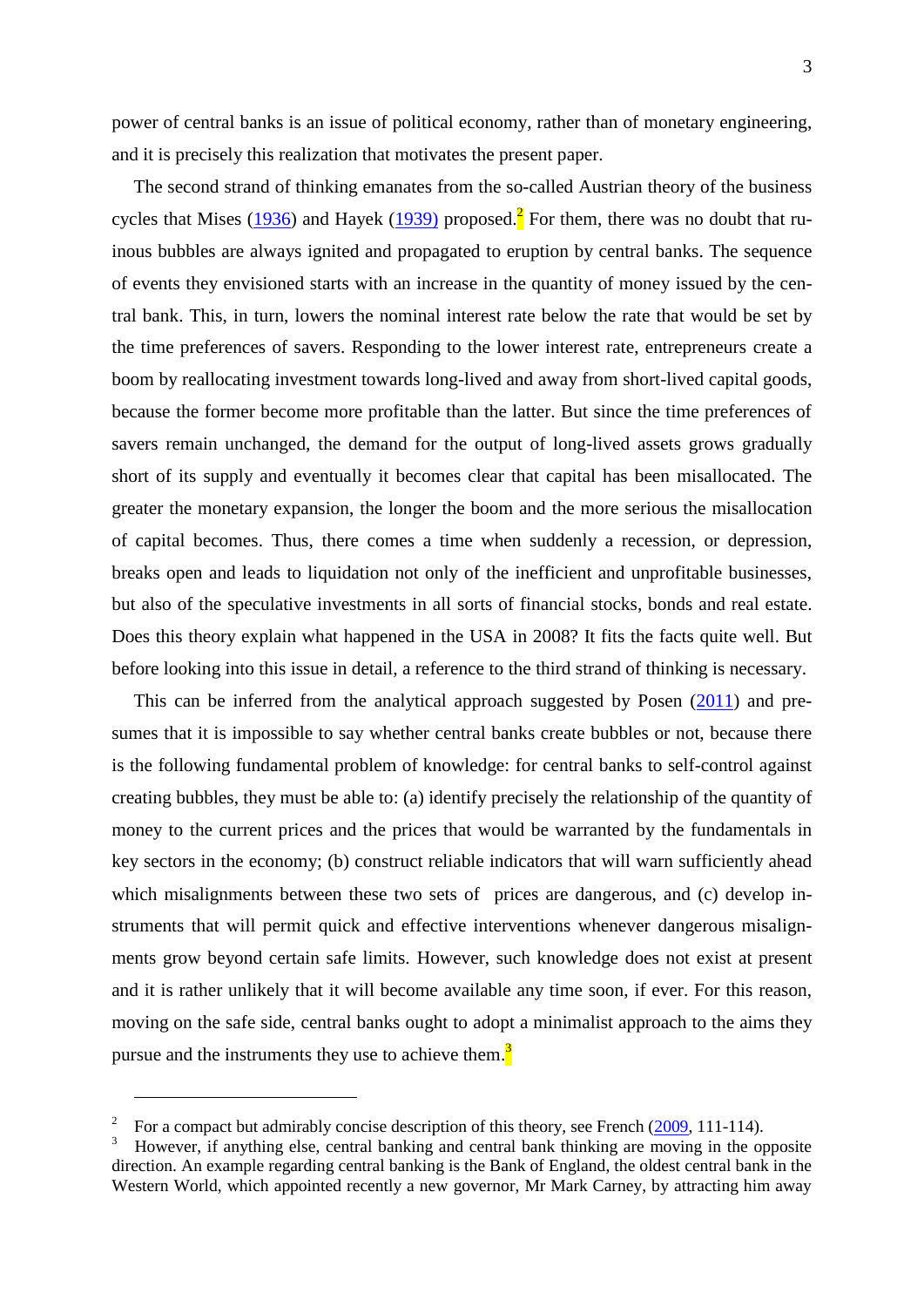power of central banks is an issue of political economy, rather than of monetary engineering, and it is precisely this realization that motivates the present paper.

The second strand of thinking emanates from the so-called Austrian theory of the business cycles that Mises (1936) and Hayek (1939) proposed.[2] For them, there was no doubt that ruinous bubbles are always ignited and propagated to eruption by central banks. The sequence of events they envisioned starts with an increase in the quantity of money issued by the central bank. This, in turn, lowers the nominal interest rate below the rate that would be set by the time preferences of savers. Responding to the lower interest rate, entrepreneurs create a boom by reallocating investment towards long-lived and away from short-lived capital goods, because the former become more profitable than the latter. But since the time preferences of savers remain unchanged, the demand for the output of long-lived assets grows gradually short of its supply and eventually it becomes clear that capital has been misallocated. The greater the monetary expansion, the longer the boom and the more serious the misallocation of capital becomes. Thus, there comes a time when suddenly a recession, or depression, breaks open and leads to liquidation not only of the inefficient and unprofitable businesses, but also of the speculative investments in all sorts of financial stocks, bonds and real estate. Does this theory explain what happened in the USA in 2008? It fits the facts quite well. But before looking into this issue in detail, a reference to the third strand of thinking is necessary.

This can be inferred from the analytical approach suggested by Posen (2011) and presumes that it is impossible to say whether central banks create bubbles or not, because there is the following fundamental problem of knowledge: for central banks to self-control against creating bubbles, they must be able to: (a) identify precisely the relationship of the quantity of money to the current prices and the prices that would be warranted by the fundamentals in key sectors in the economy; (b) construct reliable indicators that will warn sufficiently ahead which misalignments between these two sets of prices are dangerous, and (c) develop instruments that will permit quick and effective interventions whenever dangerous misalignments grow beyond certain safe limits. However, such knowledge does not exist at present and it is rather unlikely that it will become available any time soon, if ever. For this reason, moving on the safe side, central banks ought to adopt a minimalist approach to the aims they pursue and the instruments they use to achieve them.[3]

---

[2] For a compact but admirably concise description of this theory, see French (2009, 111-114).

[3] However, if anything else, central banking and central bank thinking are moving in the opposite direction. An example regarding central banking is the Bank of England, the oldest central bank in the Western World, which appointed recently a new governor, Mr Mark Carney, by attracting him away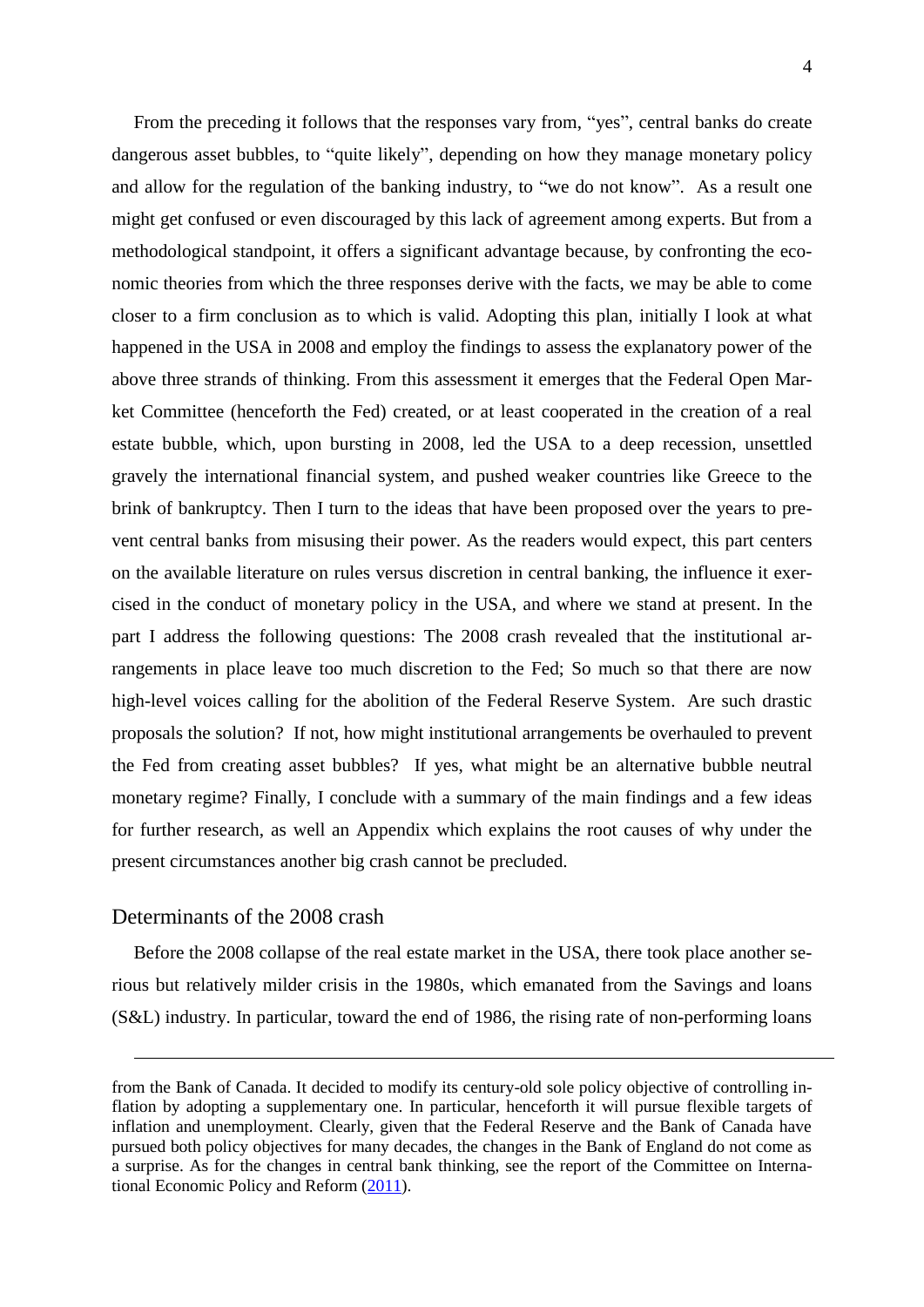From the preceding it follows that the responses vary from, "yes", central banks do create dangerous asset bubbles, to "quite likely", depending on how they manage monetary policy and allow for the regulation of the banking industry, to "we do not know". As a result one might get confused or even discouraged by this lack of agreement among experts. But from a methodological standpoint, it offers a significant advantage because, by confronting the economic theories from which the three responses derive with the facts, we may be able to come closer to a firm conclusion as to which is valid. Adopting this plan, initially I look at what happened in the USA in 2008 and employ the findings to assess the explanatory power of the above three strands of thinking. From this assessment it emerges that the Federal Open Market Committee (henceforth the Fed) created, or at least cooperated in the creation of a real estate bubble, which, upon bursting in 2008, led the USA to a deep recession, unsettled gravely the international financial system, and pushed weaker countries like Greece to the brink of bankruptcy. Then I turn to the ideas that have been proposed over the years to prevent central banks from misusing their power. As the readers would expect, this part centers on the available literature on rules versus discretion in central banking, the influence it exercised in the conduct of monetary policy in the USA, and where we stand at present. In the part I address the following questions: The 2008 crash revealed that the institutional arrangements in place leave too much discretion to the Fed; So much so that there are now high-level voices calling for the abolition of the Federal Reserve System. Are such drastic proposals the solution? If not, how might institutional arrangements be overhauled to prevent the Fed from creating asset bubbles? If yes, what might be an alternative bubble neutral monetary regime? Finally, I conclude with a summary of the main findings and a few ideas for further research, as well an Appendix which explains the root causes of why under the present circumstances another big crash cannot be precluded.

## Determinants of the 2008 crash

Before the 2008 collapse of the real estate market in the USA, there took place another serious but relatively milder crisis in the 1980s, which emanated from the Savings and loans (S&L) industry. In particular, toward the end of 1986, the rising rate of non-performing loans

---

from the Bank of Canada. It decided to modify its century-old sole policy objective of controlling inflation by adopting a supplementary one. In particular, henceforth it will pursue flexible targets of inflation and unemployment. Clearly, given that the Federal Reserve and the Bank of Canada have pursued both policy objectives for many decades, the changes in the Bank of England do not come as a surprise. As for the changes in central bank thinking, see the report of the Committee on International Economic Policy and Reform (2011).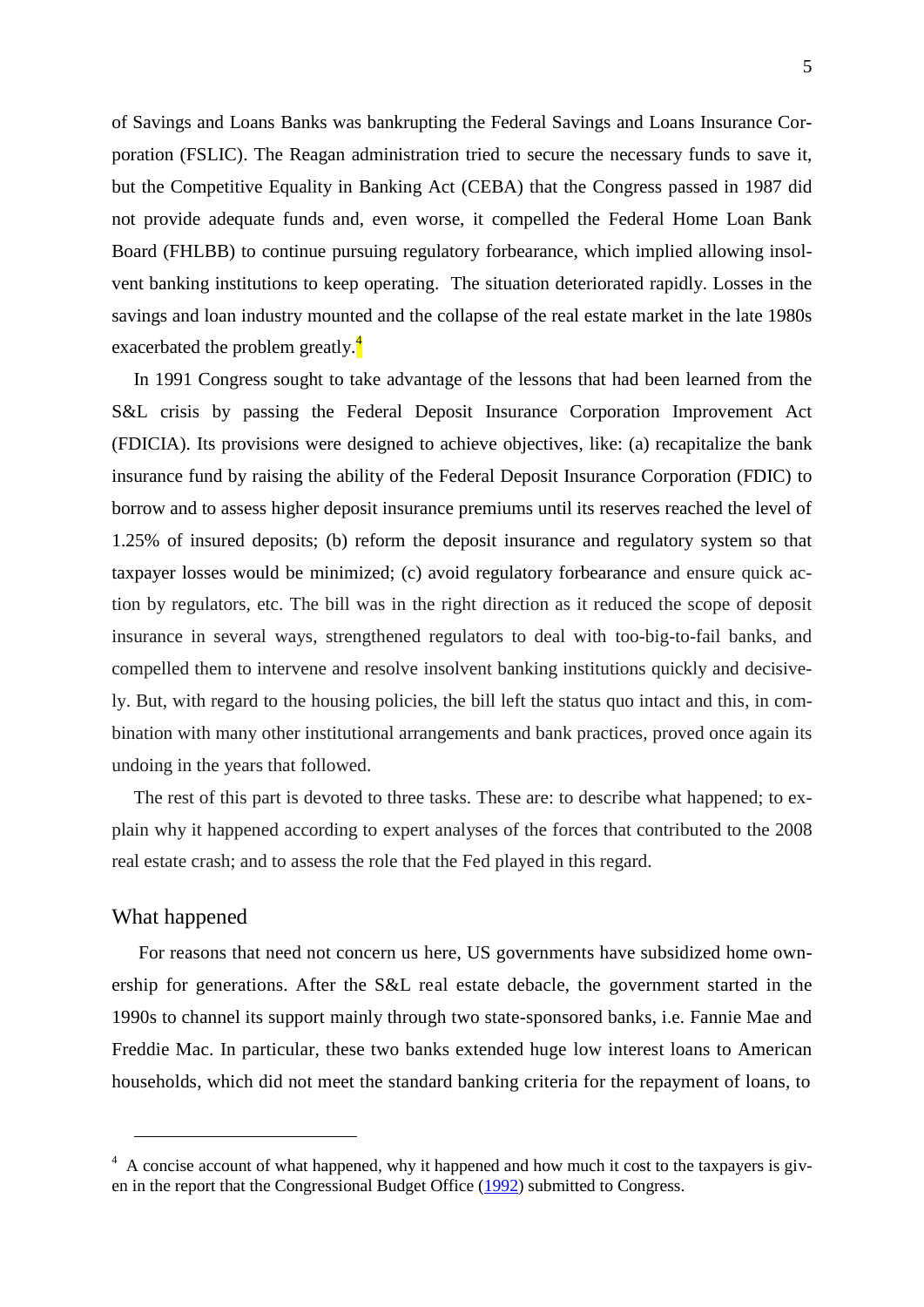of Savings and Loans Banks was bankrupting the Federal Savings and Loans Insurance Corporation (FSLIC). The Reagan administration tried to secure the necessary funds to save it, but the Competitive Equality in Banking Act (CEBA) that the Congress passed in 1987 did not provide adequate funds and, even worse, it compelled the Federal Home Loan Bank Board (FHLBB) to continue pursuing regulatory forbearance, which implied allowing insolvent banking institutions to keep operating. The situation deteriorated rapidly. Losses in the savings and loan industry mounted and the collapse of the real estate market in the late 1980s exacerbated the problem greatly.[4]

In 1991 Congress sought to take advantage of the lessons that had been learned from the S&L crisis by passing the Federal Deposit Insurance Corporation Improvement Act (FDICIA). Its provisions were designed to achieve objectives, like: (a) recapitalize the bank insurance fund by raising the ability of the Federal Deposit Insurance Corporation (FDIC) to borrow and to assess higher deposit insurance premiums until its reserves reached the level of 1.25% of insured deposits; (b) reform the deposit insurance and regulatory system so that taxpayer losses would be minimized; (c) avoid regulatory forbearance and ensure quick action by regulators, etc. The bill was in the right direction as it reduced the scope of deposit insurance in several ways, strengthened regulators to deal with too-big-to-fail banks, and compelled them to intervene and resolve insolvent banking institutions quickly and decisively. But, with regard to the housing policies, the bill left the status quo intact and this, in combination with many other institutional arrangements and bank practices, proved once again its undoing in the years that followed.

The rest of this part is devoted to three tasks. These are: to describe what happened; to explain why it happened according to expert analyses of the forces that contributed to the 2008 real estate crash; and to assess the role that the Fed played in this regard.

## What happened

For reasons that need not concern us here, US governments have subsidized home ownership for generations. After the S&L real estate debacle, the government started in the 1990s to channel its support mainly through two state-sponsored banks, i.e. Fannie Mae and Freddie Mac. In particular, these two banks extended huge low interest loans to American households, which did not meet the standard banking criteria for the repayment of loans, to

---

[4] A concise account of what happened, why it happened and how much it cost to the taxpayers is given in the report that the Congressional Budget Office (1992) submitted to Congress.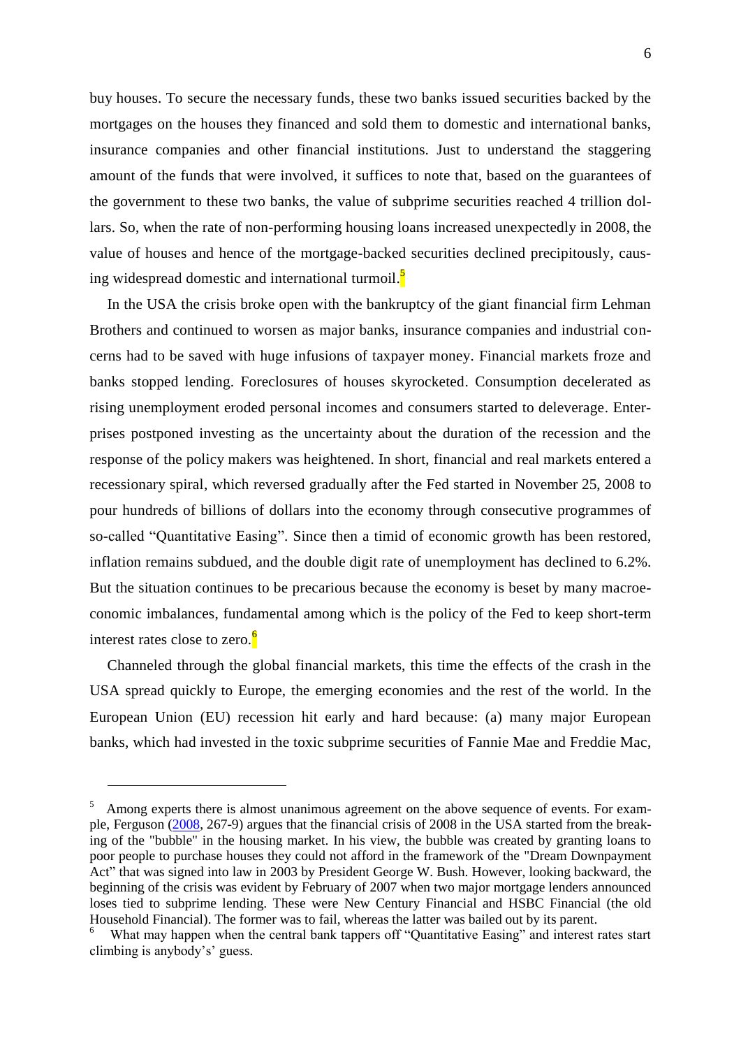buy houses. To secure the necessary funds, these two banks issued securities backed by the mortgages on the houses they financed and sold them to domestic and international banks, insurance companies and other financial institutions. Just to understand the staggering amount of the funds that were involved, it suffices to note that, based on the guarantees of the government to these two banks, the value of subprime securities reached 4 trillion dollars. So, when the rate of non-performing housing loans increased unexpectedly in 2008, the value of houses and hence of the mortgage-backed securities declined precipitously, causing widespread domestic and international turmoil.[5]

In the USA the crisis broke open with the bankruptcy of the giant financial firm Lehman Brothers and continued to worsen as major banks, insurance companies and industrial concerns had to be saved with huge infusions of taxpayer money. Financial markets froze and banks stopped lending. Foreclosures of houses skyrocketed. Consumption decelerated as rising unemployment eroded personal incomes and consumers started to deleverage. Enterprises postponed investing as the uncertainty about the duration of the recession and the response of the policy makers was heightened. In short, financial and real markets entered a recessionary spiral, which reversed gradually after the Fed started in November 25, 2008 to pour hundreds of billions of dollars into the economy through consecutive programmes of so-called "Quantitative Easing". Since then a timid of economic growth has been restored, inflation remains subdued, and the double digit rate of unemployment has declined to 6.2%. But the situation continues to be precarious because the economy is beset by many macroeconomic imbalances, fundamental among which is the policy of the Fed to keep short-term interest rates close to zero.[6]

Channeled through the global financial markets, this time the effects of the crash in the USA spread quickly to Europe, the emerging economies and the rest of the world. In the European Union (EU) recession hit early and hard because: (a) many major European banks, which had invested in the toxic subprime securities of Fannie Mae and Freddie Mac,

---

[5] Among experts there is almost unanimous agreement on the above sequence of events. For example, Ferguson (2008, 267-9) argues that the financial crisis of 2008 in the USA started from the breaking of the "bubble" in the housing market. In his view, the bubble was created by granting loans to poor people to purchase houses they could not afford in the framework of the "Dream Downpayment Act" that was signed into law in 2003 by President George W. Bush. However, looking backward, the beginning of the crisis was evident by February of 2007 when two major mortgage lenders announced loses tied to subprime lending. These were New Century Financial and HSBC Financial (the old Household Financial). The former was to fail, whereas the latter was bailed out by its parent.

[6] What may happen when the central bank tappers off "Quantitative Easing" and interest rates start climbing is anybody's' guess.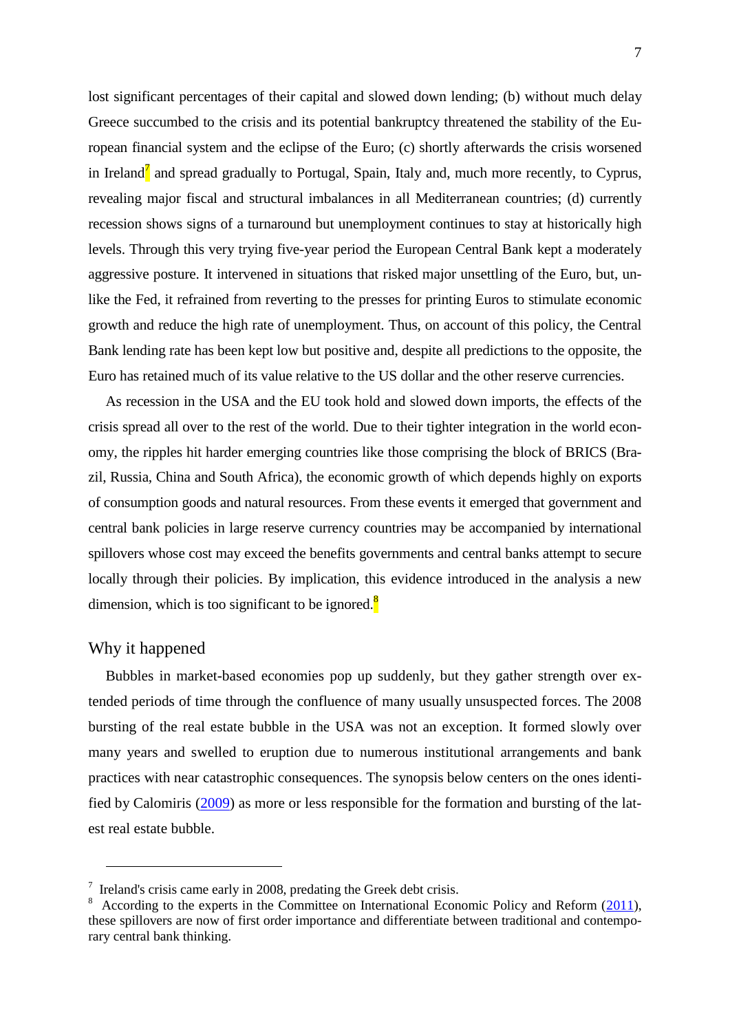lost significant percentages of their capital and slowed down lending; (b) without much delay Greece succumbed to the crisis and its potential bankruptcy threatened the stability of the European financial system and the eclipse of the Euro; (c) shortly afterwards the crisis worsened in Ireland[7] and spread gradually to Portugal, Spain, Italy and, much more recently, to Cyprus, revealing major fiscal and structural imbalances in all Mediterranean countries; (d) currently recession shows signs of a turnaround but unemployment continues to stay at historically high levels. Through this very trying five-year period the European Central Bank kept a moderately aggressive posture. It intervened in situations that risked major unsettling of the Euro, but, unlike the Fed, it refrained from reverting to the presses for printing Euros to stimulate economic growth and reduce the high rate of unemployment. Thus, on account of this policy, the Central Bank lending rate has been kept low but positive and, despite all predictions to the opposite, the Euro has retained much of its value relative to the US dollar and the other reserve currencies.

As recession in the USA and the EU took hold and slowed down imports, the effects of the crisis spread all over to the rest of the world. Due to their tighter integration in the world economy, the ripples hit harder emerging countries like those comprising the block of BRICS (Brazil, Russia, China and South Africa), the economic growth of which depends highly on exports of consumption goods and natural resources. From these events it emerged that government and central bank policies in large reserve currency countries may be accompanied by international spillovers whose cost may exceed the benefits governments and central banks attempt to secure locally through their policies. By implication, this evidence introduced in the analysis a new dimension, which is too significant to be ignored.[8]

## Why it happened

Bubbles in market-based economies pop up suddenly, but they gather strength over extended periods of time through the confluence of many usually unsuspected forces. The 2008 bursting of the real estate bubble in the USA was not an exception. It formed slowly over many years and swelled to eruption due to numerous institutional arrangements and bank practices with near catastrophic consequences. The synopsis below centers on the ones identified by Calomiris (2009) as more or less responsible for the formation and bursting of the latest real estate bubble.

---

[7] Ireland's crisis came early in 2008, predating the Greek debt crisis.

[8] According to the experts in the Committee on International Economic Policy and Reform (2011), these spillovers are now of first order importance and differentiate between traditional and contemporary central bank thinking.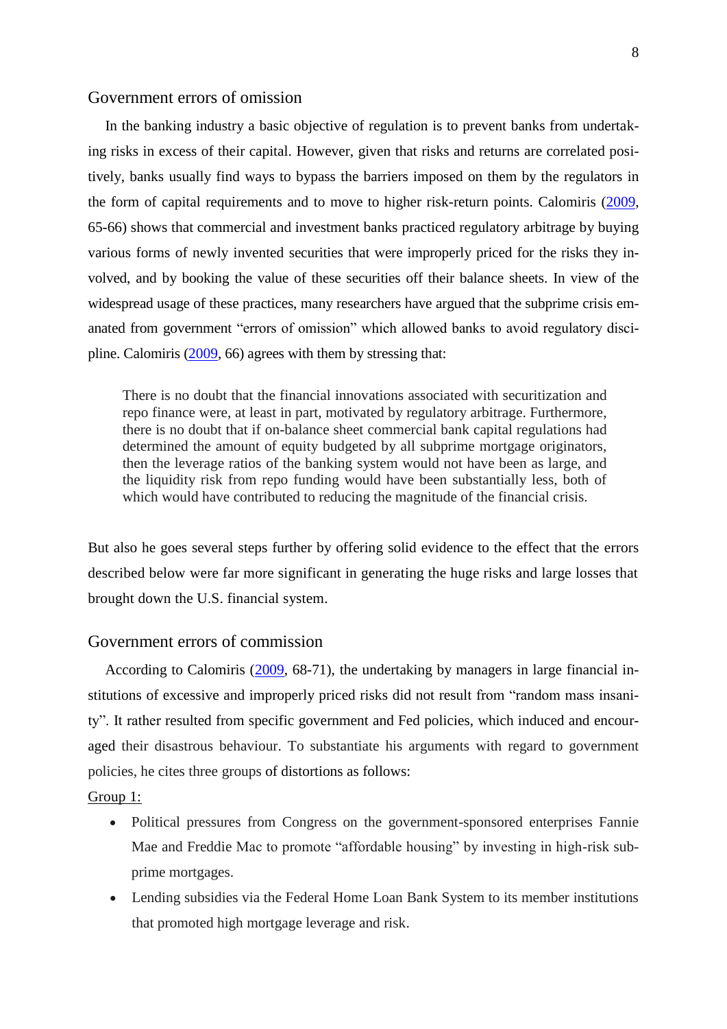## Government errors of omission

In the banking industry a basic objective of regulation is to prevent banks from undertaking risks in excess of their capital. However, given that risks and returns are correlated positively, banks usually find ways to bypass the barriers imposed on them by the regulators in the form of capital requirements and to move to higher risk-return points. Calomiris (2009, 65-66) shows that commercial and investment banks practiced regulatory arbitrage by buying various forms of newly invented securities that were improperly priced for the risks they involved, and by booking the value of these securities off their balance sheets. In view of the widespread usage of these practices, many researchers have argued that the subprime crisis emanated from government "errors of omission" which allowed banks to avoid regulatory discipline. Calomiris (2009, 66) agrees with them by stressing that:

> There is no doubt that the financial innovations associated with securitization and repo finance were, at least in part, motivated by regulatory arbitrage. Furthermore, there is no doubt that if on-balance sheet commercial bank capital regulations had determined the amount of equity budgeted by all subprime mortgage originators, then the leverage ratios of the banking system would not have been as large, and the liquidity risk from repo funding would have been substantially less, both of which would have contributed to reducing the magnitude of the financial crisis.

But also he goes several steps further by offering solid evidence to the effect that the errors described below were far more significant in generating the huge risks and large losses that brought down the U.S. financial system.

## Government errors of commission

According to Calomiris (2009, 68-71), the undertaking by managers in large financial institutions of excessive and improperly priced risks did not result from "random mass insanity". It rather resulted from specific government and Fed policies, which induced and encouraged their disastrous behaviour. To substantiate his arguments with regard to government policies, he cites three groups of distortions as follows:

Group 1:

- Political pressures from Congress on the government-sponsored enterprises Fannie Mae and Freddie Mac to promote "affordable housing" by investing in high-risk subprime mortgages.
- Lending subsidies via the Federal Home Loan Bank System to its member institutions that promoted high mortgage leverage and risk.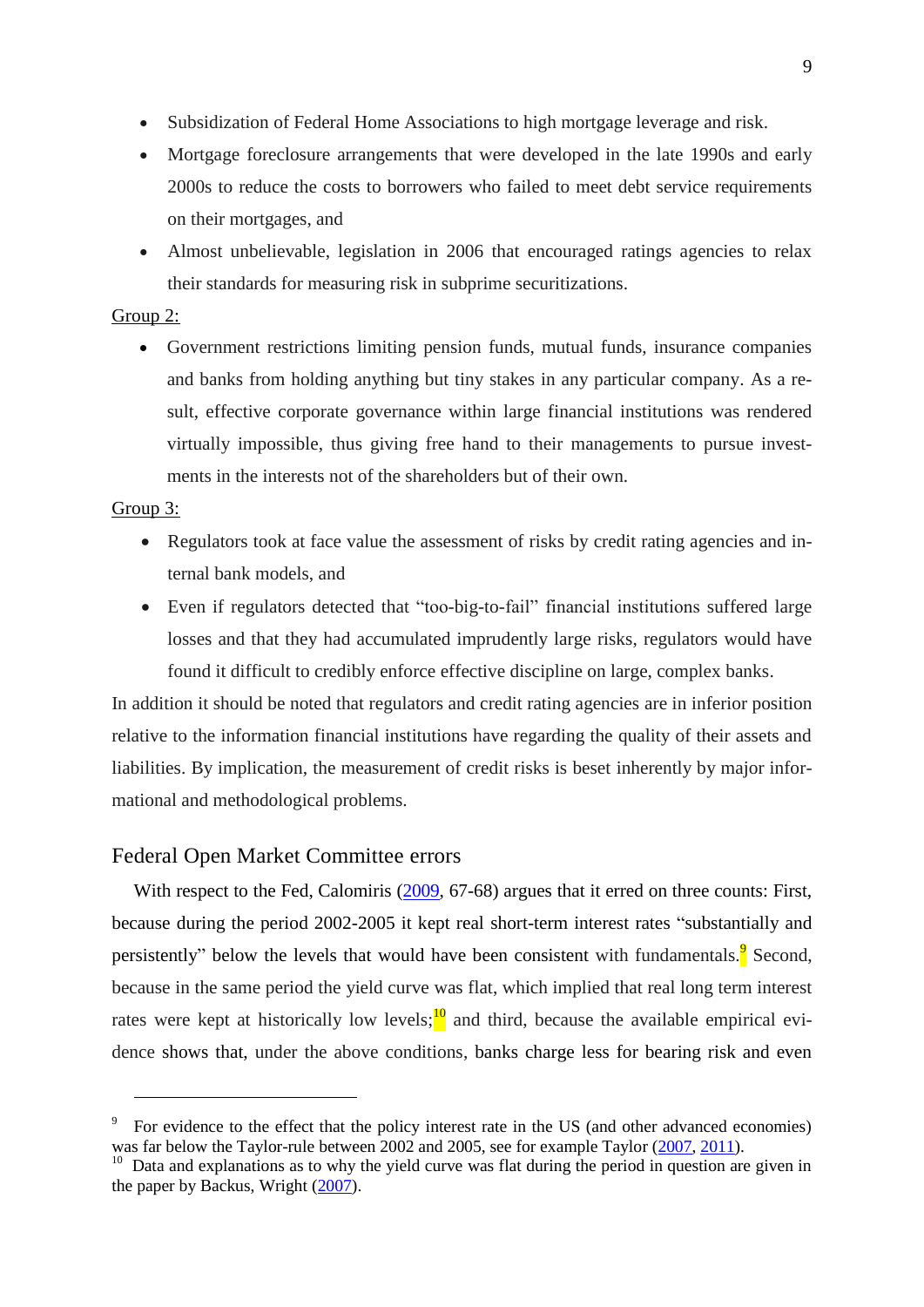- Subsidization of Federal Home Associations to high mortgage leverage and risk.
- Mortgage foreclosure arrangements that were developed in the late 1990s and early 2000s to reduce the costs to borrowers who failed to meet debt service requirements on their mortgages, and
- Almost unbelievable, legislation in 2006 that encouraged ratings agencies to relax their standards for measuring risk in subprime securitizations.

Group 2:

- Government restrictions limiting pension funds, mutual funds, insurance companies and banks from holding anything but tiny stakes in any particular company. As a result, effective corporate governance within large financial institutions was rendered virtually impossible, thus giving free hand to their managements to pursue investments in the interests not of the shareholders but of their own.

Group 3:

- Regulators took at face value the assessment of risks by credit rating agencies and internal bank models, and
- Even if regulators detected that "too-big-to-fail" financial institutions suffered large losses and that they had accumulated imprudently large risks, regulators would have found it difficult to credibly enforce effective discipline on large, complex banks.

In addition it should be noted that regulators and credit rating agencies are in inferior position relative to the information financial institutions have regarding the quality of their assets and liabilities. By implication, the measurement of credit risks is beset inherently by major informational and methodological problems.

## Federal Open Market Committee errors

With respect to the Fed, Calomiris (2009, 67-68) argues that it erred on three counts: First, because during the period 2002-2005 it kept real short-term interest rates "substantially and persistently" below the levels that would have been consistent with fundamentals.[9] Second, because in the same period the yield curve was flat, which implied that real long term interest rates were kept at historically low levels;[10] and third, because the available empirical evidence shows that, under the above conditions, banks charge less for bearing risk and even

---

[9] For evidence to the effect that the policy interest rate in the US (and other advanced economies) was far below the Taylor-rule between 2002 and 2005, see for example Taylor (2007, 2011).

[10] Data and explanations as to why the yield curve was flat during the period in question are given in the paper by Backus, Wright (2007).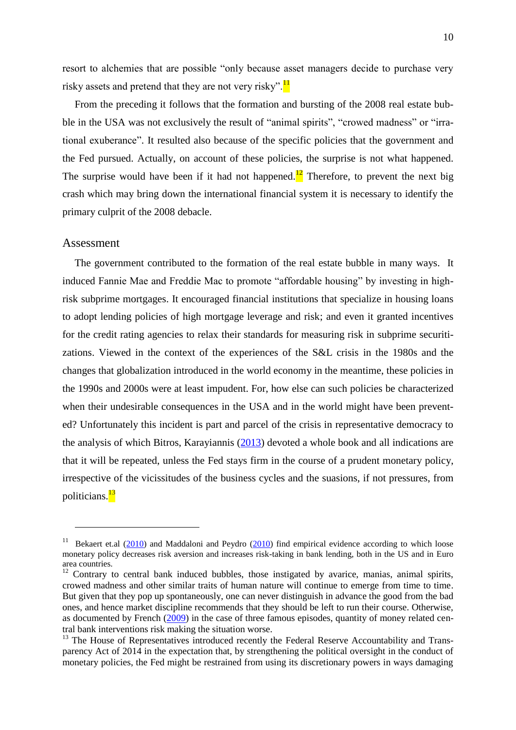resort to alchemies that are possible "only because asset managers decide to purchase very risky assets and pretend that they are not very risky".[11]

From the preceding it follows that the formation and bursting of the 2008 real estate bubble in the USA was not exclusively the result of "animal spirits", "crowed madness" or "irrational exuberance". It resulted also because of the specific policies that the government and the Fed pursued. Actually, on account of these policies, the surprise is not what happened. The surprise would have been if it had not happened.[12] Therefore, to prevent the next big crash which may bring down the international financial system it is necessary to identify the primary culprit of the 2008 debacle.

## Assessment

The government contributed to the formation of the real estate bubble in many ways. It induced Fannie Mae and Freddie Mac to promote "affordable housing" by investing in high-risk subprime mortgages. It encouraged financial institutions that specialize in housing loans to adopt lending policies of high mortgage leverage and risk; and even it granted incentives for the credit rating agencies to relax their standards for measuring risk in subprime securitizations. Viewed in the context of the experiences of the S&L crisis in the 1980s and the changes that globalization introduced in the world economy in the meantime, these policies in the 1990s and 2000s were at least impudent. For, how else can such policies be characterized when their undesirable consequences in the USA and in the world might have been prevented? Unfortunately this incident is part and parcel of the crisis in representative democracy to the analysis of which Bitros, Karayiannis (2013) devoted a whole book and all indications are that it will be repeated, unless the Fed stays firm in the course of a prudent monetary policy, irrespective of the vicissitudes of the business cycles and the suasions, if not pressures, from politicians.[13]

---

[11] Bekaert et.al (2010) and Maddaloni and Peydro (2010) find empirical evidence according to which loose monetary policy decreases risk aversion and increases risk-taking in bank lending, both in the US and in Euro area countries.

[12] Contrary to central bank induced bubbles, those instigated by avarice, manias, animal spirits, crowed madness and other similar traits of human nature will continue to emerge from time to time. But given that they pop up spontaneously, one can never distinguish in advance the good from the bad ones, and hence market discipline recommends that they should be left to run their course. Otherwise, as documented by French (2009) in the case of three famous episodes, quantity of money related central bank interventions risk making the situation worse.

[13] The House of Representatives introduced recently the Federal Reserve Accountability and Transparency Act of 2014 in the expectation that, by strengthening the political oversight in the conduct of monetary policies, the Fed might be restrained from using its discretionary powers in ways damaging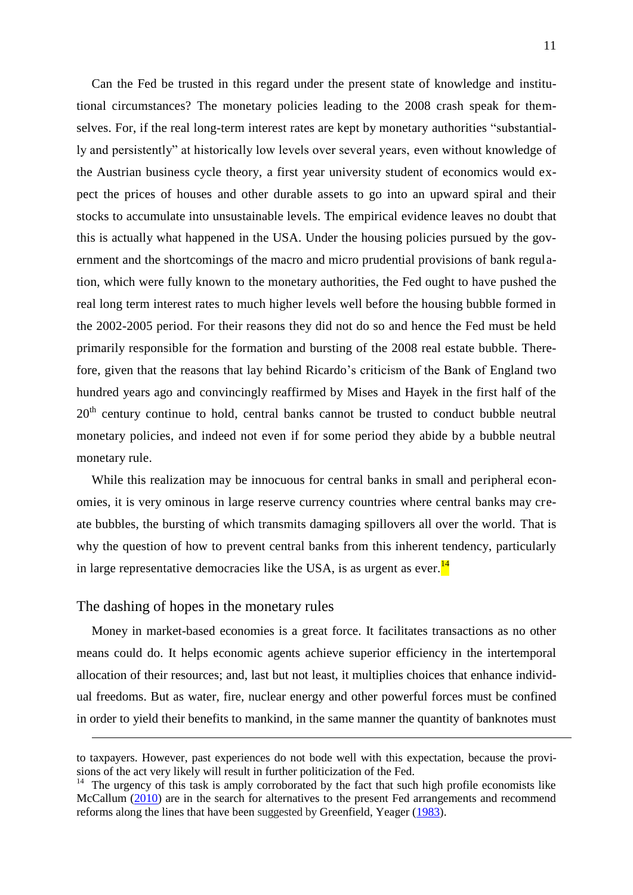Can the Fed be trusted in this regard under the present state of knowledge and institutional circumstances? The monetary policies leading to the 2008 crash speak for themselves. For, if the real long-term interest rates are kept by monetary authorities "substantially and persistently" at historically low levels over several years, even without knowledge of the Austrian business cycle theory, a first year university student of economics would expect the prices of houses and other durable assets to go into an upward spiral and their stocks to accumulate into unsustainable levels. The empirical evidence leaves no doubt that this is actually what happened in the USA. Under the housing policies pursued by the government and the shortcomings of the macro and micro prudential provisions of bank regulation, which were fully known to the monetary authorities, the Fed ought to have pushed the real long term interest rates to much higher levels well before the housing bubble formed in the 2002-2005 period. For their reasons they did not do so and hence the Fed must be held primarily responsible for the formation and bursting of the 2008 real estate bubble. Therefore, given that the reasons that lay behind Ricardo's criticism of the Bank of England two hundred years ago and convincingly reaffirmed by Mises and Hayek in the first half of the 20th century continue to hold, central banks cannot be trusted to conduct bubble neutral monetary policies, and indeed not even if for some period they abide by a bubble neutral monetary rule.

While this realization may be innocuous for central banks in small and peripheral economies, it is very ominous in large reserve currency countries where central banks may create bubbles, the bursting of which transmits damaging spillovers all over the world. That is why the question of how to prevent central banks from this inherent tendency, particularly in large representative democracies like the USA, is as urgent as ever.[14]

## The dashing of hopes in the monetary rules

Money in market-based economies is a great force. It facilitates transactions as no other means could do. It helps economic agents achieve superior efficiency in the intertemporal allocation of their resources; and, last but not least, it multiplies choices that enhance individual freedoms. But as water, fire, nuclear energy and other powerful forces must be confined in order to yield their benefits to mankind, in the same manner the quantity of banknotes must

---

to taxpayers. However, past experiences do not bode well with this expectation, because the provisions of the act very likely will result in further politicization of the Fed.

[14] The urgency of this task is amply corroborated by the fact that such high profile economists like McCallum (2010) are in the search for alternatives to the present Fed arrangements and recommend reforms along the lines that have been suggested by Greenfield, Yeager (1983).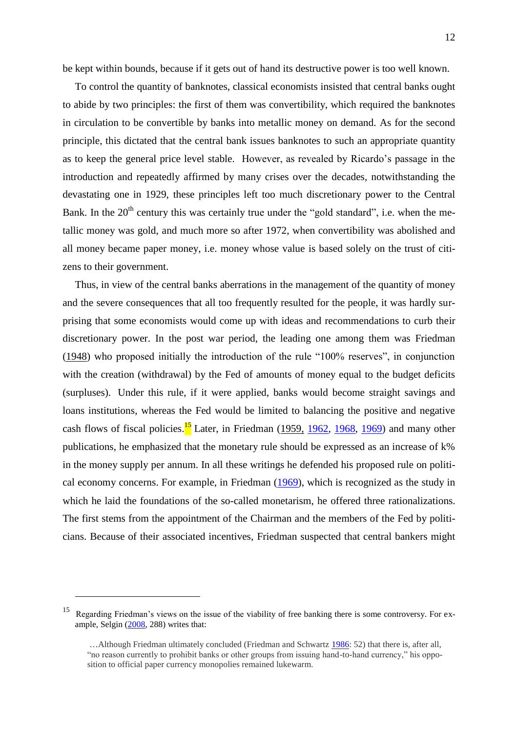be kept within bounds, because if it gets out of hand its destructive power is too well known.

To control the quantity of banknotes, classical economists insisted that central banks ought to abide by two principles: the first of them was convertibility, which required the banknotes in circulation to be convertible by banks into metallic money on demand. As for the second principle, this dictated that the central bank issues banknotes to such an appropriate quantity as to keep the general price level stable. However, as revealed by Ricardo's passage in the introduction and repeatedly affirmed by many crises over the decades, notwithstanding the devastating one in 1929, these principles left too much discretionary power to the Central Bank. In the 20th century this was certainly true under the "gold standard", i.e. when the metallic money was gold, and much more so after 1972, when convertibility was abolished and all money became paper money, i.e. money whose value is based solely on the trust of citizens to their government.

Thus, in view of the central banks aberrations in the management of the quantity of money and the severe consequences that all too frequently resulted for the people, it was hardly surprising that some economists would come up with ideas and recommendations to curb their discretionary power. In the post war period, the leading one among them was Friedman (1948) who proposed initially the introduction of the rule "100% reserves", in conjunction with the creation (withdrawal) by the Fed of amounts of money equal to the budget deficits (surpluses). Under this rule, if it were applied, banks would become straight savings and loans institutions, whereas the Fed would be limited to balancing the positive and negative cash flows of fiscal policies.[15] Later, in Friedman (1959, 1962, 1968, 1969) and many other publications, he emphasized that the monetary rule should be expressed as an increase of k% in the money supply per annum. In all these writings he defended his proposed rule on political economy concerns. For example, in Friedman (1969), which is recognized as the study in which he laid the foundations of the so-called monetarism, he offered three rationalizations. The first stems from the appointment of the Chairman and the members of the Fed by politicians. Because of their associated incentives, Friedman suspected that central bankers might

---

[15] Regarding Friedman's views on the issue of the viability of free banking there is some controversy. For example, Selgin (2008, 288) writes that:

> …Although Friedman ultimately concluded (Friedman and Schwartz 1986: 52) that there is, after all, "no reason currently to prohibit banks or other groups from issuing hand-to-hand currency," his opposition to official paper currency monopolies remained lukewarm.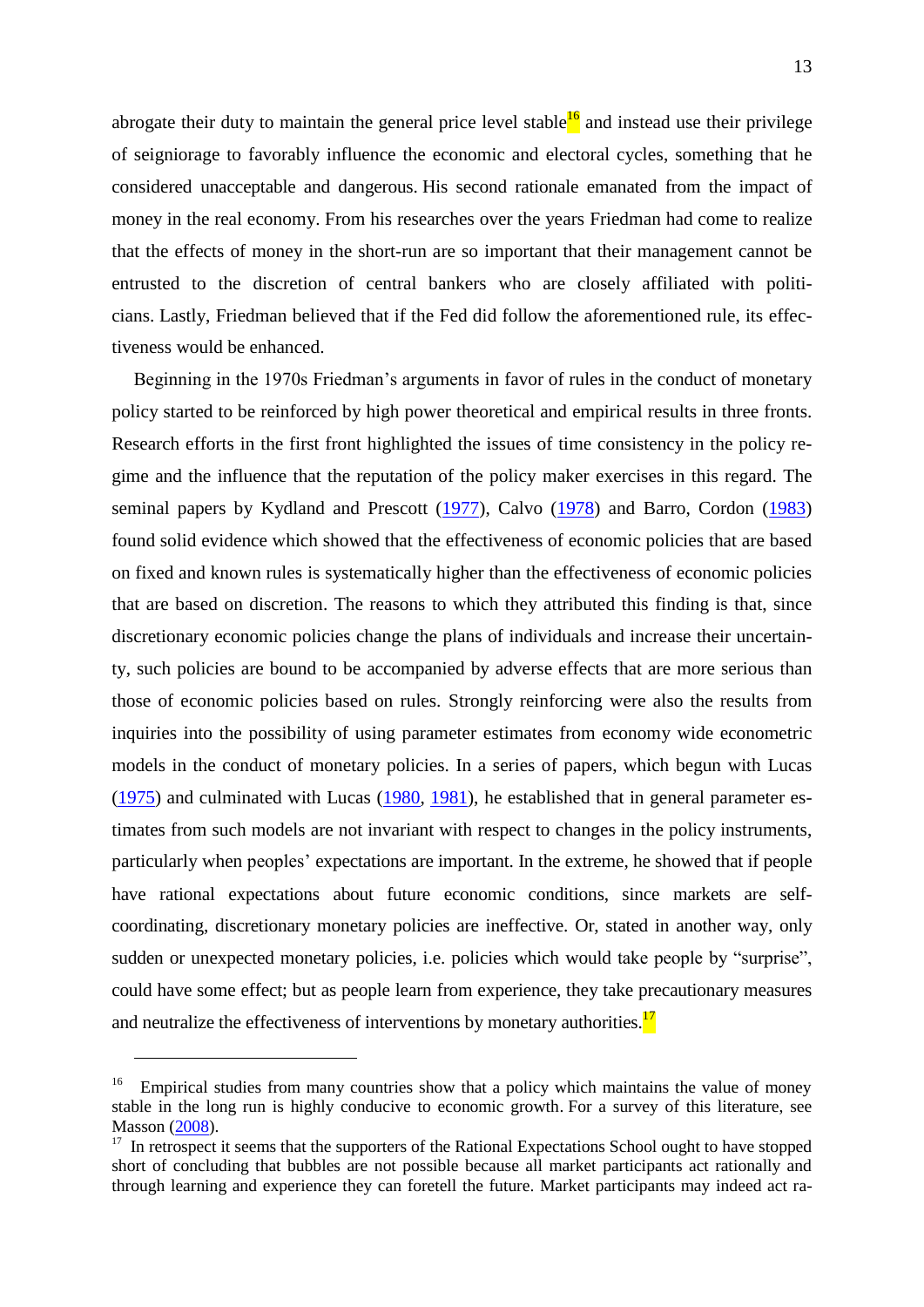abrogate their duty to maintain the general price level stable[16] and instead use their privilege of seigniorage to favorably influence the economic and electoral cycles, something that he considered unacceptable and dangerous. His second rationale emanated from the impact of money in the real economy. From his researches over the years Friedman had come to realize that the effects of money in the short-run are so important that their management cannot be entrusted to the discretion of central bankers who are closely affiliated with politicians. Lastly, Friedman believed that if the Fed did follow the aforementioned rule, its effectiveness would be enhanced.

Beginning in the 1970s Friedman's arguments in favor of rules in the conduct of monetary policy started to be reinforced by high power theoretical and empirical results in three fronts. Research efforts in the first front highlighted the issues of time consistency in the policy regime and the influence that the reputation of the policy maker exercises in this regard. The seminal papers by Kydland and Prescott (1977), Calvo (1978) and Barro, Cordon (1983) found solid evidence which showed that the effectiveness of economic policies that are based on fixed and known rules is systematically higher than the effectiveness of economic policies that are based on discretion. The reasons to which they attributed this finding is that, since discretionary economic policies change the plans of individuals and increase their uncertainty, such policies are bound to be accompanied by adverse effects that are more serious than those of economic policies based on rules. Strongly reinforcing were also the results from inquiries into the possibility of using parameter estimates from economy wide econometric models in the conduct of monetary policies. In a series of papers, which begun with Lucas (1975) and culminated with Lucas (1980, 1981), he established that in general parameter estimates from such models are not invariant with respect to changes in the policy instruments, particularly when peoples' expectations are important. In the extreme, he showed that if people have rational expectations about future economic conditions, since markets are self-coordinating, discretionary monetary policies are ineffective. Or, stated in another way, only sudden or unexpected monetary policies, i.e. policies which would take people by "surprise", could have some effect; but as people learn from experience, they take precautionary measures and neutralize the effectiveness of interventions by monetary authorities.[17]

---

[16] Empirical studies from many countries show that a policy which maintains the value of money stable in the long run is highly conducive to economic growth. For a survey of this literature, see Masson (2008).

[17] In retrospect it seems that the supporters of the Rational Expectations School ought to have stopped short of concluding that bubbles are not possible because all market participants act rationally and through learning and experience they can foretell the future. Market participants may indeed act ra-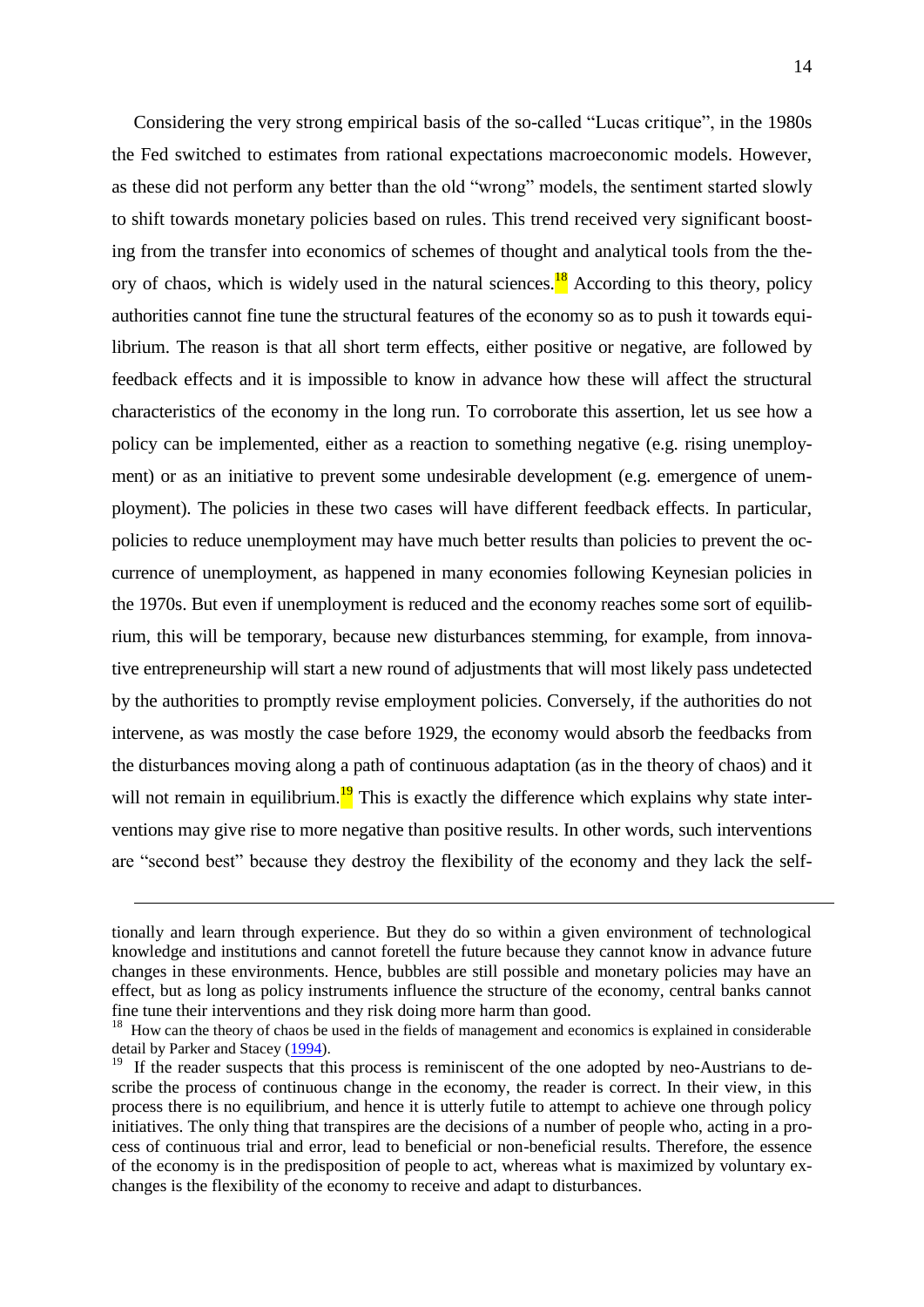Considering the very strong empirical basis of the so-called "Lucas critique", in the 1980s the Fed switched to estimates from rational expectations macroeconomic models. However, as these did not perform any better than the old "wrong" models, the sentiment started slowly to shift towards monetary policies based on rules. This trend received very significant boosting from the transfer into economics of schemes of thought and analytical tools from the theory of chaos, which is widely used in the natural sciences.[18] According to this theory, policy authorities cannot fine tune the structural features of the economy so as to push it towards equilibrium. The reason is that all short term effects, either positive or negative, are followed by feedback effects and it is impossible to know in advance how these will affect the structural characteristics of the economy in the long run. To corroborate this assertion, let us see how a policy can be implemented, either as a reaction to something negative (e.g. rising unemployment) or as an initiative to prevent some undesirable development (e.g. emergence of unemployment). The policies in these two cases will have different feedback effects. In particular, policies to reduce unemployment may have much better results than policies to prevent the occurrence of unemployment, as happened in many economies following Keynesian policies in the 1970s. But even if unemployment is reduced and the economy reaches some sort of equilibrium, this will be temporary, because new disturbances stemming, for example, from innovative entrepreneurship will start a new round of adjustments that will most likely pass undetected by the authorities to promptly revise employment policies. Conversely, if the authorities do not intervene, as was mostly the case before 1929, the economy would absorb the feedbacks from the disturbances moving along a path of continuous adaptation (as in the theory of chaos) and it will not remain in equilibrium.[19] This is exactly the difference which explains why state interventions may give rise to more negative than positive results. In other words, such interventions are "second best" because they destroy the flexibility of the economy and they lack the self-

---

tionally and learn through experience. But they do so within a given environment of technological knowledge and institutions and cannot foretell the future because they cannot know in advance future changes in these environments. Hence, bubbles are still possible and monetary policies may have an effect, but as long as policy instruments influence the structure of the economy, central banks cannot fine tune their interventions and they risk doing more harm than good.

[18] How can the theory of chaos be used in the fields of management and economics is explained in considerable detail by Parker and Stacey (1994).

[19] If the reader suspects that this process is reminiscent of the one adopted by neo-Austrians to describe the process of continuous change in the economy, the reader is correct. In their view, in this process there is no equilibrium, and hence it is utterly futile to attempt to achieve one through policy initiatives. The only thing that transpires are the decisions of a number of people who, acting in a process of continuous trial and error, lead to beneficial or non-beneficial results. Therefore, the essence of the economy is in the predisposition of people to act, whereas what is maximized by voluntary exchanges is the flexibility of the economy to receive and adapt to disturbances.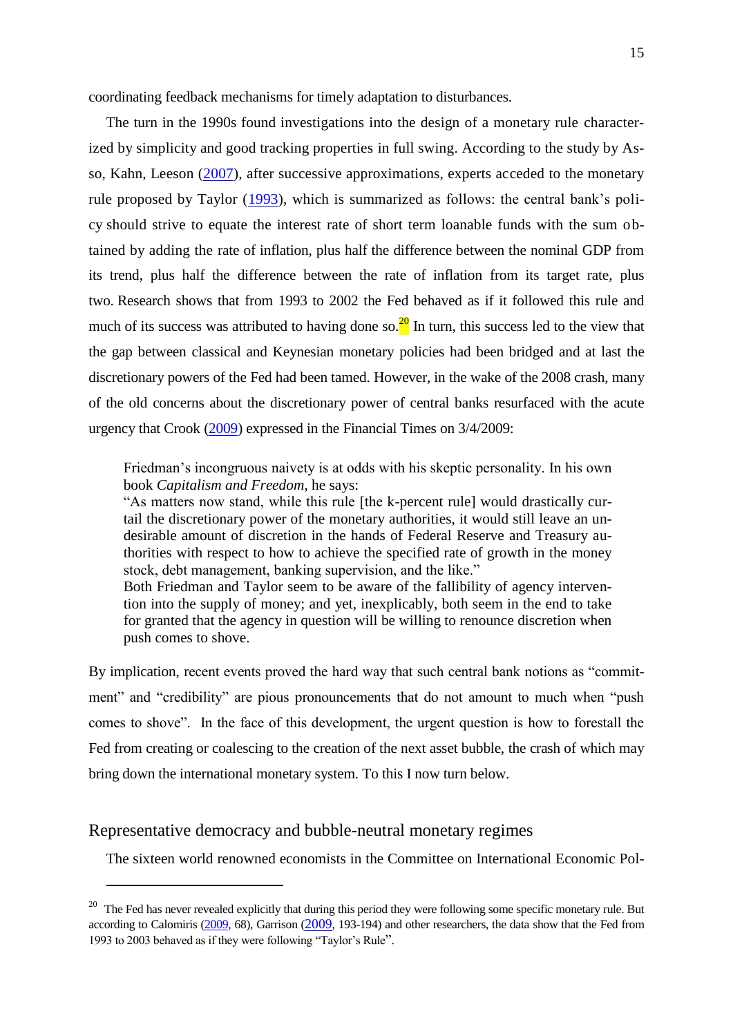coordinating feedback mechanisms for timely adaptation to disturbances.

The turn in the 1990s found investigations into the design of a monetary rule characterized by simplicity and good tracking properties in full swing. According to the study by Asso, Kahn, Leeson (2007), after successive approximations, experts acceded to the monetary rule proposed by Taylor (1993), which is summarized as follows: the central bank's policy should strive to equate the interest rate of short term loanable funds with the sum obtained by adding the rate of inflation, plus half the difference between the nominal GDP from its trend, plus half the difference between the rate of inflation from its target rate, plus two. Research shows that from 1993 to 2002 the Fed behaved as if it followed this rule and much of its success was attributed to having done so.[20] In turn, this success led to the view that the gap between classical and Keynesian monetary policies had been bridged and at last the discretionary powers of the Fed had been tamed. However, in the wake of the 2008 crash, many of the old concerns about the discretionary power of central banks resurfaced with the acute urgency that Crook (2009) expressed in the Financial Times on 3/4/2009:

> Friedman's incongruous naivety is at odds with his skeptic personality. In his own book *Capitalism and Freedom*, he says:
> "As matters now stand, while this rule [the k-percent rule] would drastically curtail the discretionary power of the monetary authorities, it would still leave an undesirable amount of discretion in the hands of Federal Reserve and Treasury authorities with respect to how to achieve the specified rate of growth in the money stock, debt management, banking supervision, and the like."
> Both Friedman and Taylor seem to be aware of the fallibility of agency intervention into the supply of money; and yet, inexplicably, both seem in the end to take for granted that the agency in question will be willing to renounce discretion when push comes to shove.

By implication, recent events proved the hard way that such central bank notions as "commitment" and "credibility" are pious pronouncements that do not amount to much when "push comes to shove". In the face of this development, the urgent question is how to forestall the Fed from creating or coalescing to the creation of the next asset bubble, the crash of which may bring down the international monetary system. To this I now turn below.

## Representative democracy and bubble-neutral monetary regimes

The sixteen world renowned economists in the Committee on International Economic Pol-

---

[20] The Fed has never revealed explicitly that during this period they were following some specific monetary rule. But according to Calomiris (2009, 68), Garrison (2009, 193-194) and other researchers, the data show that the Fed from 1993 to 2003 behaved as if they were following "Taylor's Rule".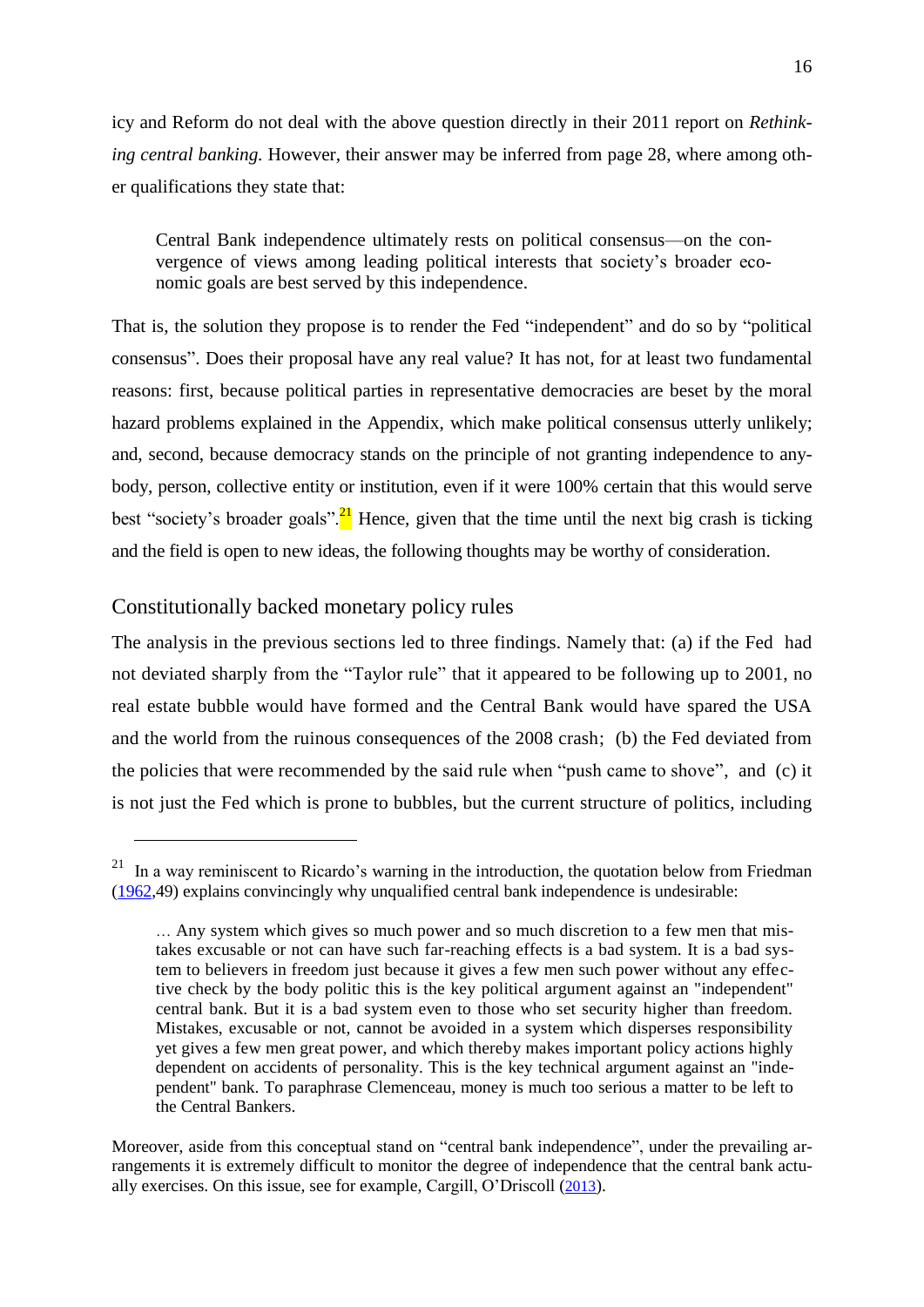icy and Reform do not deal with the above question directly in their 2011 report on *Rethinking central banking.* However, their answer may be inferred from page 28, where among other qualifications they state that:

> Central Bank independence ultimately rests on political consensus—on the convergence of views among leading political interests that society's broader economic goals are best served by this independence.

That is, the solution they propose is to render the Fed "independent" and do so by "political consensus". Does their proposal have any real value? It has not, for at least two fundamental reasons: first, because political parties in representative democracies are beset by the moral hazard problems explained in the Appendix, which make political consensus utterly unlikely; and, second, because democracy stands on the principle of not granting independence to anybody, person, collective entity or institution, even if it were 100% certain that this would serve best "society's broader goals".[21] Hence, given that the time until the next big crash is ticking and the field is open to new ideas, the following thoughts may be worthy of consideration.

## Constitutionally backed monetary policy rules

The analysis in the previous sections led to three findings. Namely that: (a) if the Fed had not deviated sharply from the "Taylor rule" that it appeared to be following up to 2001, no real estate bubble would have formed and the Central Bank would have spared the USA and the world from the ruinous consequences of the 2008 crash; (b) the Fed deviated from the policies that were recommended by the said rule when "push came to shove", and (c) it is not just the Fed which is prone to bubbles, but the current structure of politics, including

---

[21] In a way reminiscent to Ricardo's warning in the introduction, the quotation below from Friedman (1962,49) explains convincingly why unqualified central bank independence is undesirable:

> … Any system which gives so much power and so much discretion to a few men that mistakes excusable or not can have such far-reaching effects is a bad system. It is a bad system to believers in freedom just because it gives a few men such power without any effective check by the body politic this is the key political argument against an "independent" central bank. But it is a bad system even to those who set security higher than freedom. Mistakes, excusable or not, cannot be avoided in a system which disperses responsibility yet gives a few men great power, and which thereby makes important policy actions highly dependent on accidents of personality. This is the key technical argument against an "independent" bank. To paraphrase Clemenceau, money is much too serious a matter to be left to the Central Bankers.

Moreover, aside from this conceptual stand on "central bank independence", under the prevailing arrangements it is extremely difficult to monitor the degree of independence that the central bank actually exercises. On this issue, see for example, Cargill, O'Driscoll (2013).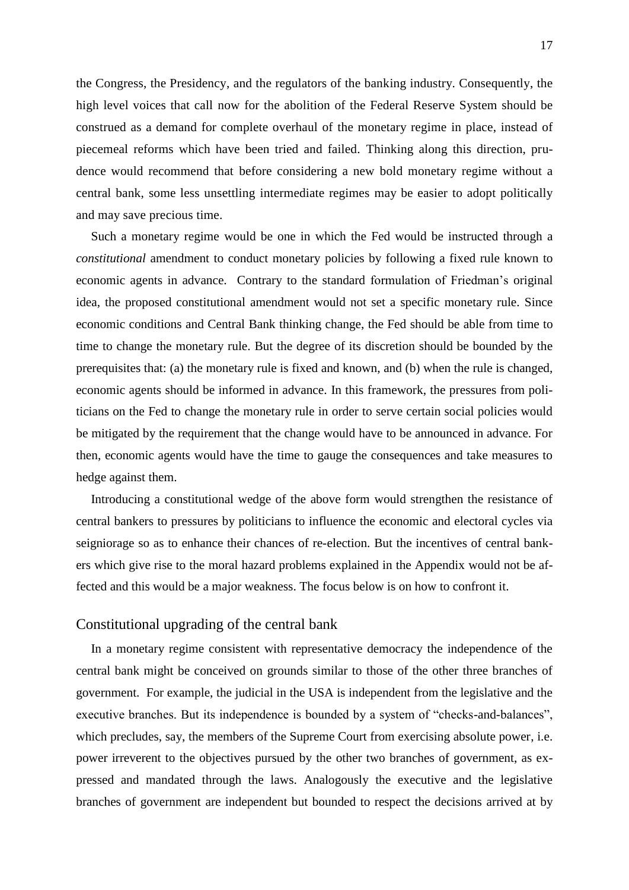the Congress, the Presidency, and the regulators of the banking industry. Consequently, the high level voices that call now for the abolition of the Federal Reserve System should be construed as a demand for complete overhaul of the monetary regime in place, instead of piecemeal reforms which have been tried and failed. Thinking along this direction, prudence would recommend that before considering a new bold monetary regime without a central bank, some less unsettling intermediate regimes may be easier to adopt politically and may save precious time.

Such a monetary regime would be one in which the Fed would be instructed through a *constitutional* amendment to conduct monetary policies by following a fixed rule known to economic agents in advance. Contrary to the standard formulation of Friedman's original idea, the proposed constitutional amendment would not set a specific monetary rule. Since economic conditions and Central Bank thinking change, the Fed should be able from time to time to change the monetary rule. But the degree of its discretion should be bounded by the prerequisites that: (a) the monetary rule is fixed and known, and (b) when the rule is changed, economic agents should be informed in advance. In this framework, the pressures from politicians on the Fed to change the monetary rule in order to serve certain social policies would be mitigated by the requirement that the change would have to be announced in advance. For then, economic agents would have the time to gauge the consequences and take measures to hedge against them.

Introducing a constitutional wedge of the above form would strengthen the resistance of central bankers to pressures by politicians to influence the economic and electoral cycles via seigniorage so as to enhance their chances of re-election. But the incentives of central bankers which give rise to the moral hazard problems explained in the Appendix would not be affected and this would be a major weakness. The focus below is on how to confront it.

## Constitutional upgrading of the central bank

In a monetary regime consistent with representative democracy the independence of the central bank might be conceived on grounds similar to those of the other three branches of government. For example, the judicial in the USA is independent from the legislative and the executive branches. But its independence is bounded by a system of "checks-and-balances", which precludes, say, the members of the Supreme Court from exercising absolute power, i.e. power irreverent to the objectives pursued by the other two branches of government, as expressed and mandated through the laws. Analogously the executive and the legislative branches of government are independent but bounded to respect the decisions arrived at by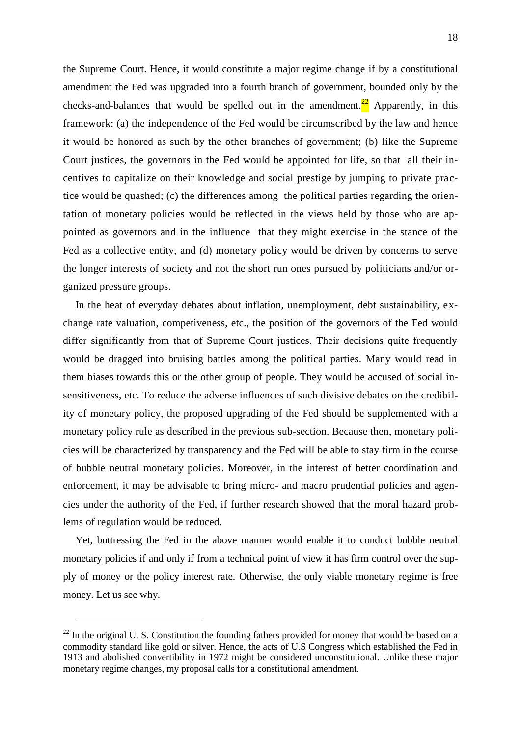the Supreme Court. Hence, it would constitute a major regime change if by a constitutional amendment the Fed was upgraded into a fourth branch of government, bounded only by the checks-and-balances that would be spelled out in the amendment.[22] Apparently, in this framework: (a) the independence of the Fed would be circumscribed by the law and hence it would be honored as such by the other branches of government; (b) like the Supreme Court justices, the governors in the Fed would be appointed for life, so that all their incentives to capitalize on their knowledge and social prestige by jumping to private practice would be quashed; (c) the differences among the political parties regarding the orientation of monetary policies would be reflected in the views held by those who are appointed as governors and in the influence that they might exercise in the stance of the Fed as a collective entity, and (d) monetary policy would be driven by concerns to serve the longer interests of society and not the short run ones pursued by politicians and/or organized pressure groups.

In the heat of everyday debates about inflation, unemployment, debt sustainability, exchange rate valuation, competiveness, etc., the position of the governors of the Fed would differ significantly from that of Supreme Court justices. Their decisions quite frequently would be dragged into bruising battles among the political parties. Many would read in them biases towards this or the other group of people. They would be accused of social insensitiveness, etc. To reduce the adverse influences of such divisive debates on the credibility of monetary policy, the proposed upgrading of the Fed should be supplemented with a monetary policy rule as described in the previous sub-section. Because then, monetary policies will be characterized by transparency and the Fed will be able to stay firm in the course of bubble neutral monetary policies. Moreover, in the interest of better coordination and enforcement, it may be advisable to bring micro- and macro prudential policies and agencies under the authority of the Fed, if further research showed that the moral hazard problems of regulation would be reduced.

Yet, buttressing the Fed in the above manner would enable it to conduct bubble neutral monetary policies if and only if from a technical point of view it has firm control over the supply of money or the policy interest rate. Otherwise, the only viable monetary regime is free money. Let us see why.

---

[22] In the original U. S. Constitution the founding fathers provided for money that would be based on a commodity standard like gold or silver. Hence, the acts of U.S Congress which established the Fed in 1913 and abolished convertibility in 1972 might be considered unconstitutional. Unlike these major monetary regime changes, my proposal calls for a constitutional amendment.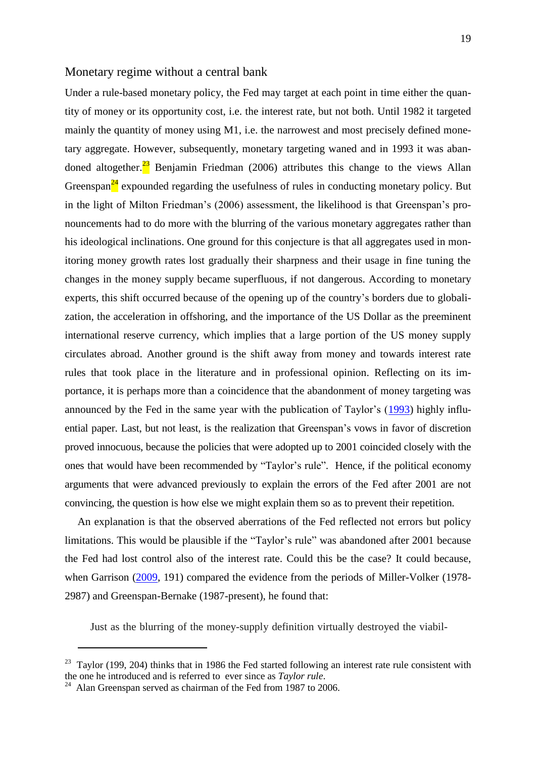## Monetary regime without a central bank

Under a rule-based monetary policy, the Fed may target at each point in time either the quantity of money or its opportunity cost, i.e. the interest rate, but not both. Until 1982 it targeted mainly the quantity of money using M1, i.e. the narrowest and most precisely defined monetary aggregate. However, subsequently, monetary targeting waned and in 1993 it was abandoned altogether.[23] Benjamin Friedman (2006) attributes this change to the views Allan Greenspan[24] expounded regarding the usefulness of rules in conducting monetary policy. But in the light of Milton Friedman's (2006) assessment, the likelihood is that Greenspan's pronouncements had to do more with the blurring of the various monetary aggregates rather than his ideological inclinations. One ground for this conjecture is that all aggregates used in monitoring money growth rates lost gradually their sharpness and their usage in fine tuning the changes in the money supply became superfluous, if not dangerous. According to monetary experts, this shift occurred because of the opening up of the country's borders due to globalization, the acceleration in offshoring, and the importance of the US Dollar as the preeminent international reserve currency, which implies that a large portion of the US money supply circulates abroad. Another ground is the shift away from money and towards interest rate rules that took place in the literature and in professional opinion. Reflecting on its importance, it is perhaps more than a coincidence that the abandonment of money targeting was announced by the Fed in the same year with the publication of Taylor's (1993) highly influential paper. Last, but not least, is the realization that Greenspan's vows in favor of discretion proved innocuous, because the policies that were adopted up to 2001 coincided closely with the ones that would have been recommended by "Taylor's rule". Hence, if the political economy arguments that were advanced previously to explain the errors of the Fed after 2001 are not convincing, the question is how else we might explain them so as to prevent their repetition.

An explanation is that the observed aberrations of the Fed reflected not errors but policy limitations. This would be plausible if the "Taylor's rule" was abandoned after 2001 because the Fed had lost control also of the interest rate. Could this be the case? It could because, when Garrison (2009, 191) compared the evidence from the periods of Miller-Volker (1978-2987) and Greenspan-Bernake (1987-present), he found that:

> Just as the blurring of the money-supply definition virtually destroyed the viabil-

[23] Taylor (199, 204) thinks that in 1986 the Fed started following an interest rate rule consistent with the one he introduced and is referred to ever since as *Taylor rule*.

[24] Alan Greenspan served as chairman of the Fed from 1987 to 2006.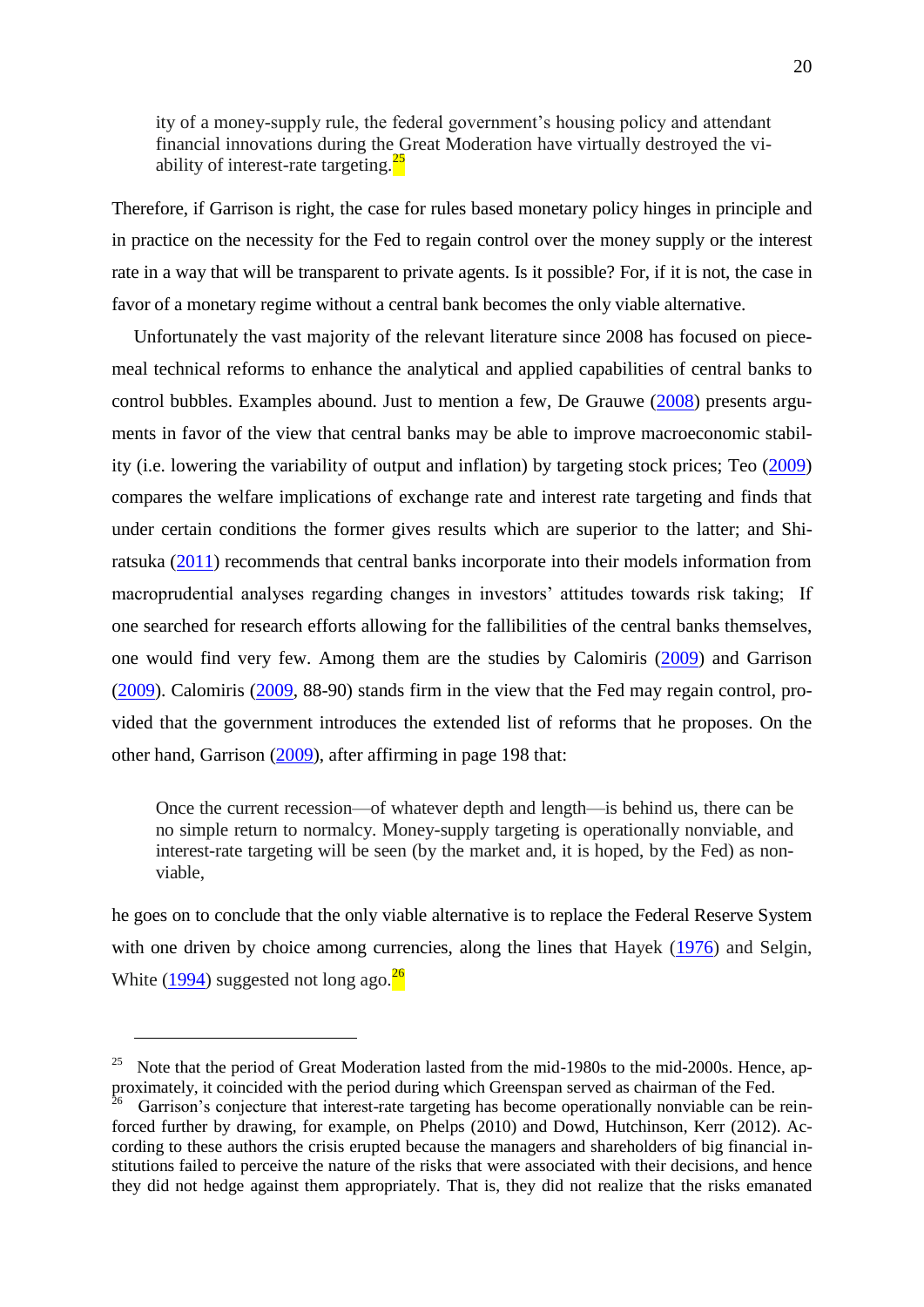> ity of a money-supply rule, the federal government's housing policy and attendant financial innovations during the Great Moderation have virtually destroyed the viability of interest-rate targeting.[25]

Therefore, if Garrison is right, the case for rules based monetary policy hinges in principle and in practice on the necessity for the Fed to regain control over the money supply or the interest rate in a way that will be transparent to private agents. Is it possible? For, if it is not, the case in favor of a monetary regime without a central bank becomes the only viable alternative.

Unfortunately the vast majority of the relevant literature since 2008 has focused on piecemeal technical reforms to enhance the analytical and applied capabilities of central banks to control bubbles. Examples abound. Just to mention a few, De Grauwe (2008) presents arguments in favor of the view that central banks may be able to improve macroeconomic stability (i.e. lowering the variability of output and inflation) by targeting stock prices; Teo (2009) compares the welfare implications of exchange rate and interest rate targeting and finds that under certain conditions the former gives results which are superior to the latter; and Shiratsuka (2011) recommends that central banks incorporate into their models information from macroprudential analyses regarding changes in investors' attitudes towards risk taking; If one searched for research efforts allowing for the fallibilities of the central banks themselves, one would find very few. Among them are the studies by Calomiris (2009) and Garrison (2009). Calomiris (2009, 88-90) stands firm in the view that the Fed may regain control, provided that the government introduces the extended list of reforms that he proposes. On the other hand, Garrison (2009), after affirming in page 198 that:

> Once the current recession—of whatever depth and length—is behind us, there can be no simple return to normalcy. Money-supply targeting is operationally nonviable, and interest-rate targeting will be seen (by the market and, it is hoped, by the Fed) as nonviable,

he goes on to conclude that the only viable alternative is to replace the Federal Reserve System with one driven by choice among currencies, along the lines that Hayek (1976) and Selgin, White (1994) suggested not long ago.[26]

---

[25] Note that the period of Great Moderation lasted from the mid-1980s to the mid-2000s. Hence, approximately, it coincided with the period during which Greenspan served as chairman of the Fed.

[26] Garrison's conjecture that interest-rate targeting has become operationally nonviable can be reinforced further by drawing, for example, on Phelps (2010) and Dowd, Hutchinson, Kerr (2012). According to these authors the crisis erupted because the managers and shareholders of big financial institutions failed to perceive the nature of the risks that were associated with their decisions, and hence they did not hedge against them appropriately. That is, they did not realize that the risks emanated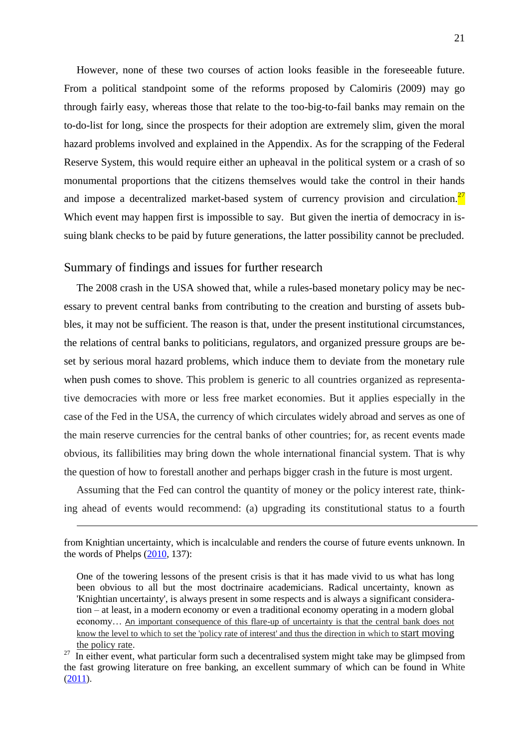However, none of these two courses of action looks feasible in the foreseeable future. From a political standpoint some of the reforms proposed by Calomiris (2009) may go through fairly easy, whereas those that relate to the too-big-to-fail banks may remain on the to-do-list for long, since the prospects for their adoption are extremely slim, given the moral hazard problems involved and explained in the Appendix. As for the scrapping of the Federal Reserve System, this would require either an upheaval in the political system or a crash of so monumental proportions that the citizens themselves would take the control in their hands and impose a decentralized market-based system of currency provision and circulation.[27] Which event may happen first is impossible to say. But given the inertia of democracy in issuing blank checks to be paid by future generations, the latter possibility cannot be precluded.

## Summary of findings and issues for further research

The 2008 crash in the USA showed that, while a rules-based monetary policy may be necessary to prevent central banks from contributing to the creation and bursting of assets bubbles, it may not be sufficient. The reason is that, under the present institutional circumstances, the relations of central banks to politicians, regulators, and organized pressure groups are beset by serious moral hazard problems, which induce them to deviate from the monetary rule when push comes to shove. This problem is generic to all countries organized as representative democracies with more or less free market economies. But it applies especially in the case of the Fed in the USA, the currency of which circulates widely abroad and serves as one of the main reserve currencies for the central banks of other countries; for, as recent events made obvious, its fallibilities may bring down the whole international financial system. That is why the question of how to forestall another and perhaps bigger crash in the future is most urgent.

Assuming that the Fed can control the quantity of money or the policy interest rate, thinking ahead of events would recommend: (a) upgrading its constitutional status to a fourth

---

from Knightian uncertainty, which is incalculable and renders the course of future events unknown. In the words of Phelps (2010, 137):

> One of the towering lessons of the present crisis is that it has made vivid to us what has long been obvious to all but the most doctrinaire academicians. Radical uncertainty, known as 'Knightian uncertainty', is always present in some respects and is always a significant consideration – at least, in a modern economy or even a traditional economy operating in a modern global economy… An important consequence of this flare-up of uncertainty is that the central bank does not know the level to which to set the 'policy rate of interest' and thus the direction in which to start moving the policy rate.

[27] In either event, what particular form such a decentralised system might take may be glimpsed from the fast growing literature on free banking, an excellent summary of which can be found in White (2011).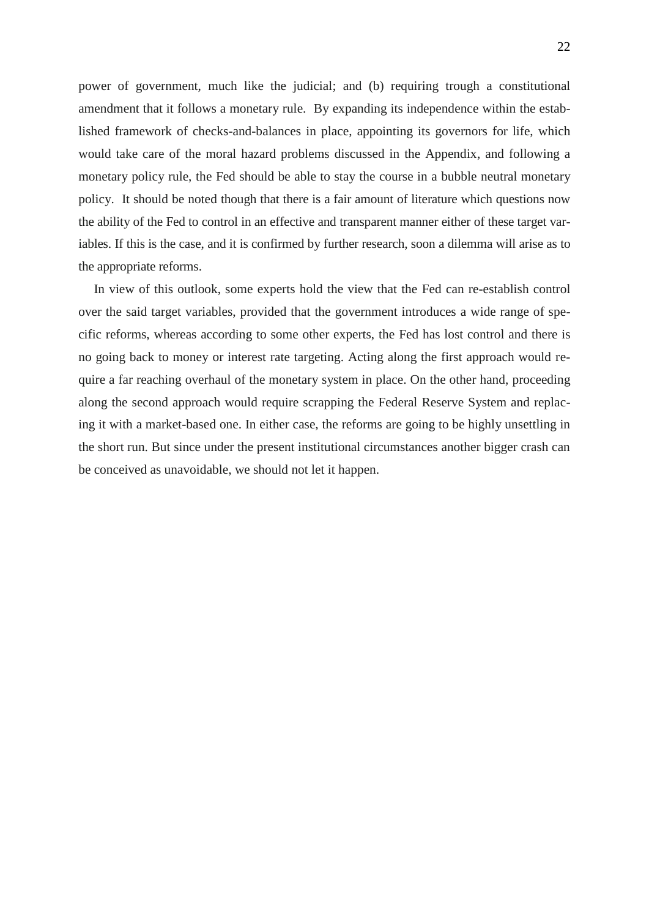power of government, much like the judicial; and (b) requiring trough a constitutional amendment that it follows a monetary rule. By expanding its independence within the established framework of checks-and-balances in place, appointing its governors for life, which would take care of the moral hazard problems discussed in the Appendix, and following a monetary policy rule, the Fed should be able to stay the course in a bubble neutral monetary policy. It should be noted though that there is a fair amount of literature which questions now the ability of the Fed to control in an effective and transparent manner either of these target variables. If this is the case, and it is confirmed by further research, soon a dilemma will arise as to the appropriate reforms.

In view of this outlook, some experts hold the view that the Fed can re-establish control over the said target variables, provided that the government introduces a wide range of specific reforms, whereas according to some other experts, the Fed has lost control and there is no going back to money or interest rate targeting. Acting along the first approach would require a far reaching overhaul of the monetary system in place. On the other hand, proceeding along the second approach would require scrapping the Federal Reserve System and replacing it with a market-based one. In either case, the reforms are going to be highly unsettling in the short run. But since under the present institutional circumstances another bigger crash can be conceived as unavoidable, we should not let it happen.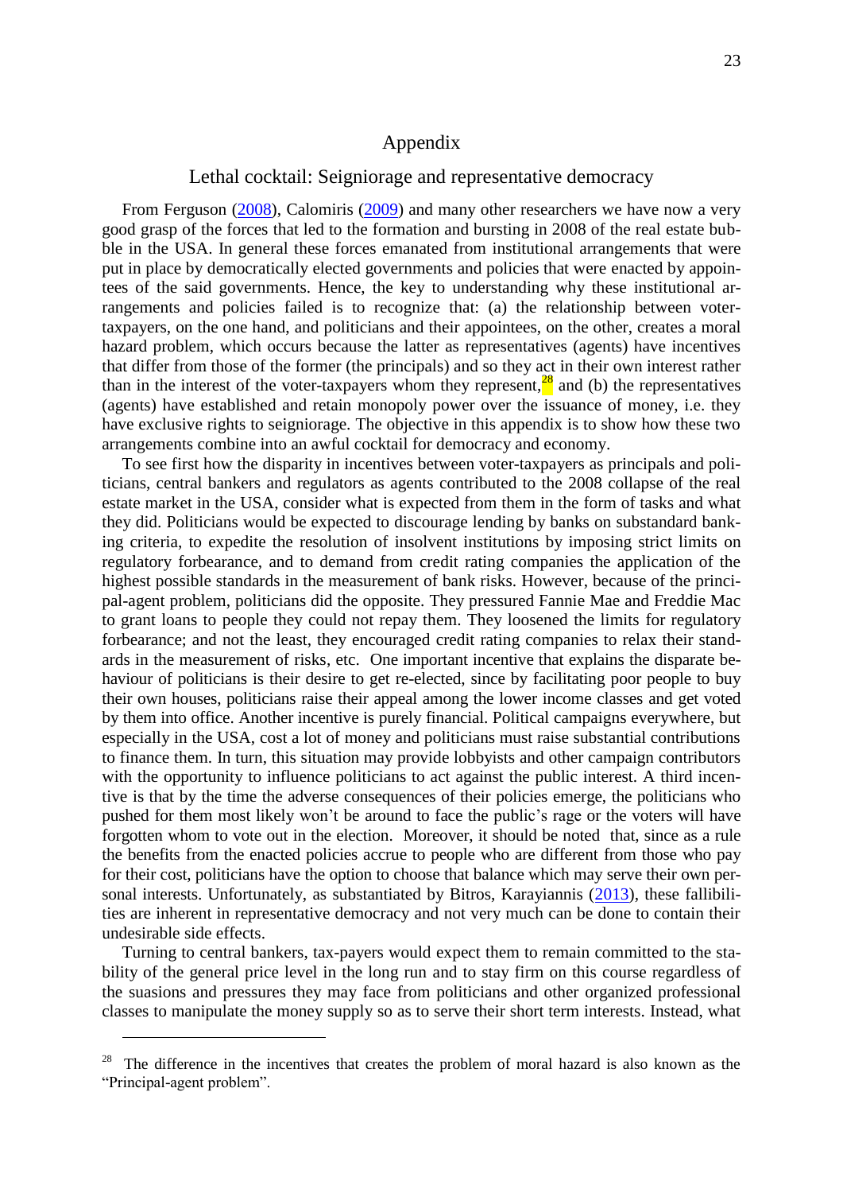# Appendix

## Lethal cocktail: Seigniorage and representative democracy

From Ferguson (2008), Calomiris (2009) and many other researchers we have now a very good grasp of the forces that led to the formation and bursting in 2008 of the real estate bubble in the USA. In general these forces emanated from institutional arrangements that were put in place by democratically elected governments and policies that were enacted by appointees of the said governments. Hence, the key to understanding why these institutional arrangements and policies failed is to recognize that: (a) the relationship between voter-taxpayers, on the one hand, and politicians and their appointees, on the other, creates a moral hazard problem, which occurs because the latter as representatives (agents) have incentives that differ from those of the former (the principals) and so they act in their own interest rather than in the interest of the voter-taxpayers whom they represent,[28] and (b) the representatives (agents) have established and retain monopoly power over the issuance of money, i.e. they have exclusive rights to seigniorage. The objective in this appendix is to show how these two arrangements combine into an awful cocktail for democracy and economy.

To see first how the disparity in incentives between voter-taxpayers as principals and politicians, central bankers and regulators as agents contributed to the 2008 collapse of the real estate market in the USA, consider what is expected from them in the form of tasks and what they did. Politicians would be expected to discourage lending by banks on substandard banking criteria, to expedite the resolution of insolvent institutions by imposing strict limits on regulatory forbearance, and to demand from credit rating companies the application of the highest possible standards in the measurement of bank risks. However, because of the principal-agent problem, politicians did the opposite. They pressured Fannie Mae and Freddie Mac to grant loans to people they could not repay them. They loosened the limits for regulatory forbearance; and not the least, they encouraged credit rating companies to relax their standards in the measurement of risks, etc. One important incentive that explains the disparate behaviour of politicians is their desire to get re-elected, since by facilitating poor people to buy their own houses, politicians raise their appeal among the lower income classes and get voted by them into office. Another incentive is purely financial. Political campaigns everywhere, but especially in the USA, cost a lot of money and politicians must raise substantial contributions to finance them. In turn, this situation may provide lobbyists and other campaign contributors with the opportunity to influence politicians to act against the public interest. A third incentive is that by the time the adverse consequences of their policies emerge, the politicians who pushed for them most likely won't be around to face the public's rage or the voters will have forgotten whom to vote out in the election. Moreover, it should be noted that, since as a rule the benefits from the enacted policies accrue to people who are different from those who pay for their cost, politicians have the option to choose that balance which may serve their own personal interests. Unfortunately, as substantiated by Bitros, Karayiannis (2013), these fallibilities are inherent in representative democracy and not very much can be done to contain their undesirable side effects.

Turning to central bankers, tax-payers would expect them to remain committed to the stability of the general price level in the long run and to stay firm on this course regardless of the suasions and pressures they may face from politicians and other organized professional classes to manipulate the money supply so as to serve their short term interests. Instead, what

---

[28] The difference in the incentives that creates the problem of moral hazard is also known as the "Principal-agent problem".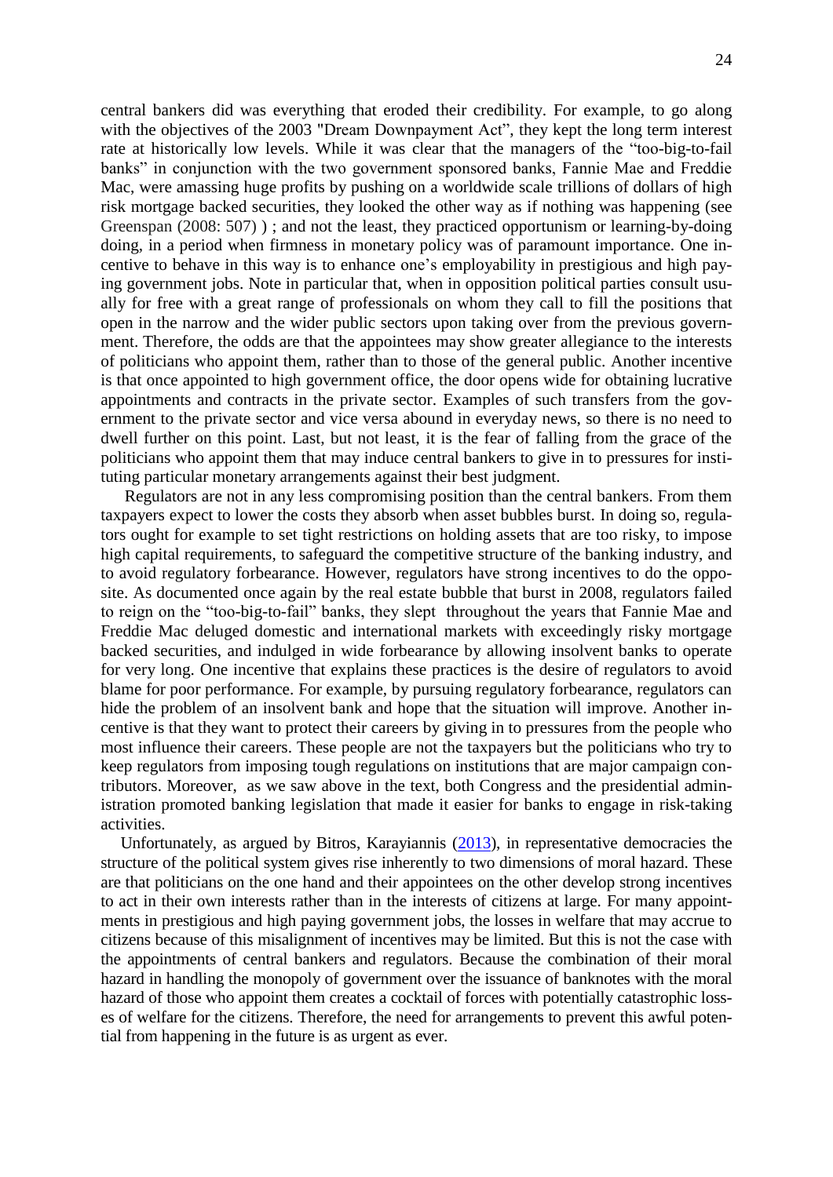central bankers did was everything that eroded their credibility. For example, to go along with the objectives of the 2003 "Dream Downpayment Act", they kept the long term interest rate at historically low levels. While it was clear that the managers of the "too-big-to-fail banks" in conjunction with the two government sponsored banks, Fannie Mae and Freddie Mac, were amassing huge profits by pushing on a worldwide scale trillions of dollars of high risk mortgage backed securities, they looked the other way as if nothing was happening (see Greenspan (2008: 507) ) ; and not the least, they practiced opportunism or learning-by-doing doing, in a period when firmness in monetary policy was of paramount importance. One incentive to behave in this way is to enhance one's employability in prestigious and high paying government jobs. Note in particular that, when in opposition political parties consult usually for free with a great range of professionals on whom they call to fill the positions that open in the narrow and the wider public sectors upon taking over from the previous government. Therefore, the odds are that the appointees may show greater allegiance to the interests of politicians who appoint them, rather than to those of the general public. Another incentive is that once appointed to high government office, the door opens wide for obtaining lucrative appointments and contracts in the private sector. Examples of such transfers from the government to the private sector and vice versa abound in everyday news, so there is no need to dwell further on this point. Last, but not least, it is the fear of falling from the grace of the politicians who appoint them that may induce central bankers to give in to pressures for instituting particular monetary arrangements against their best judgment.

Regulators are not in any less compromising position than the central bankers. From them taxpayers expect to lower the costs they absorb when asset bubbles burst. In doing so, regulators ought for example to set tight restrictions on holding assets that are too risky, to impose high capital requirements, to safeguard the competitive structure of the banking industry, and to avoid regulatory forbearance. However, regulators have strong incentives to do the opposite. As documented once again by the real estate bubble that burst in 2008, regulators failed to reign on the "too-big-to-fail" banks, they slept throughout the years that Fannie Mae and Freddie Mac deluged domestic and international markets with exceedingly risky mortgage backed securities, and indulged in wide forbearance by allowing insolvent banks to operate for very long. One incentive that explains these practices is the desire of regulators to avoid blame for poor performance. For example, by pursuing regulatory forbearance, regulators can hide the problem of an insolvent bank and hope that the situation will improve. Another incentive is that they want to protect their careers by giving in to pressures from the people who most influence their careers. These people are not the taxpayers but the politicians who try to keep regulators from imposing tough regulations on institutions that are major campaign contributors. Moreover, as we saw above in the text, both Congress and the presidential administration promoted banking legislation that made it easier for banks to engage in risk-taking activities.

Unfortunately, as argued by Bitros, Karayiannis (2013), in representative democracies the structure of the political system gives rise inherently to two dimensions of moral hazard. These are that politicians on the one hand and their appointees on the other develop strong incentives to act in their own interests rather than in the interests of citizens at large. For many appointments in prestigious and high paying government jobs, the losses in welfare that may accrue to citizens because of this misalignment of incentives may be limited. But this is not the case with the appointments of central bankers and regulators. Because the combination of their moral hazard in handling the monopoly of government over the issuance of banknotes with the moral hazard of those who appoint them creates a cocktail of forces with potentially catastrophic losses of welfare for the citizens. Therefore, the need for arrangements to prevent this awful potential from happening in the future is as urgent as ever.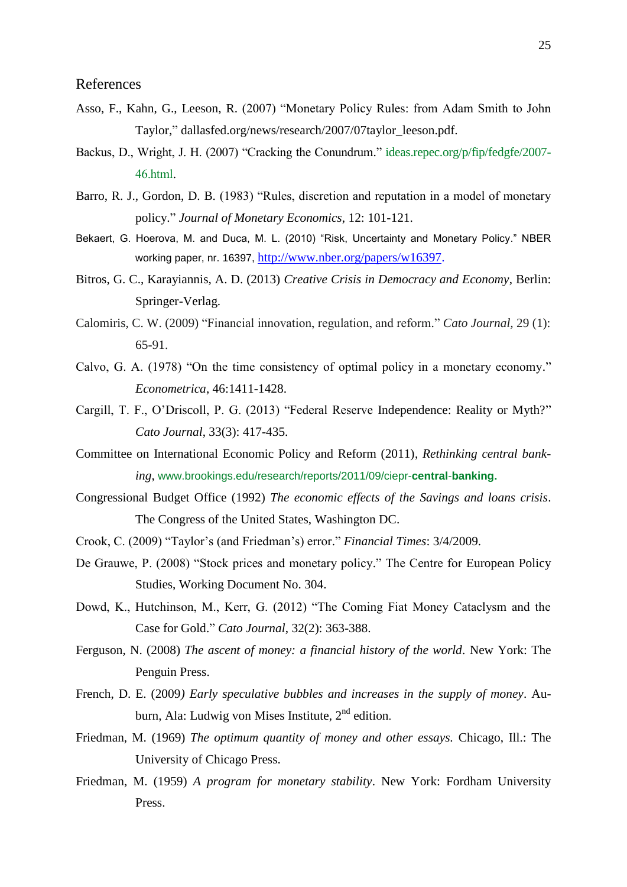## References

Asso, F., Kahn, G., Leeson, R. (2007) "Monetary Policy Rules: from Adam Smith to John Taylor," dallasfed.org/news/research/2007/07taylor_leeson.pdf.

Backus, D., Wright, J. H. (2007) "Cracking the Conundrum." ideas.repec.org/p/fip/fedgfe/2007-46.html.

Barro, R. J., Gordon, D. B. (1983) "Rules, discretion and reputation in a model of monetary policy." *Journal of Monetary Economics*, 12: 101-121.

Bekaert, G. Hoerova, M. and Duca, M. L. (2010) "Risk, Uncertainty and Monetary Policy." NBER working paper, nr. 16397, http://www.nber.org/papers/w16397.

Bitros, G. C., Karayiannis, A. D. (2013) *Creative Crisis in Democracy and Economy*, Berlin: Springer-Verlag.

Calomiris, C. W. (2009) "Financial innovation, regulation, and reform." *Cato Journal*, 29 (1): 65-91.

Calvo, G. A. (1978) "On the time consistency of optimal policy in a monetary economy." *Econometrica*, 46:1411-1428.

Cargill, T. F., O'Driscoll, P. G. (2013) "Federal Reserve Independence: Reality or Myth?" *Cato Journal*, 33(3): 417-435.

Committee on International Economic Policy and Reform (2011), *Rethinking central banking*, www.brookings.edu/research/reports/2011/09/ciepr-**central-banking.**

Congressional Budget Office (1992) *The economic effects of the Savings and loans crisis*. The Congress of the United States, Washington DC.

Crook, C. (2009) "Taylor's (and Friedman's) error." *Financial Times*: 3/4/2009.

De Grauwe, P. (2008) "Stock prices and monetary policy." The Centre for European Policy Studies, Working Document No. 304.

Dowd, K., Hutchinson, M., Kerr, G. (2012) "The Coming Fiat Money Cataclysm and the Case for Gold." *Cato Journal*, 32(2): 363-388.

Ferguson, N. (2008) *The ascent of money: a financial history of the world*. New York: The Penguin Press.

French, D. E. (2009*) Early speculative bubbles and increases in the supply of money*. Auburn, Ala: Ludwig von Mises Institute, 2nd edition.

Friedman, M. (1969) *The optimum quantity of money and other essays.* Chicago, Ill.: The University of Chicago Press.

Friedman, M. (1959) *A program for monetary stability*. New York: Fordham University Press.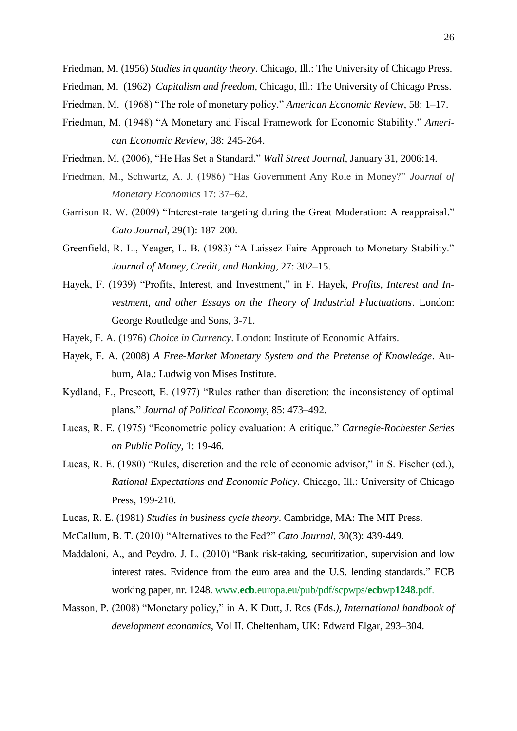Friedman, M. (1956) *Studies in quantity theory*. Chicago, Ill.: The University of Chicago Press.

Friedman, M. (1962) *Capitalism and freedom*, Chicago, Ill.: The University of Chicago Press.

Friedman, M. (1968) "The role of monetary policy." *American Economic Review*, 58: 1–17.

Friedman, M. (1948) "A Monetary and Fiscal Framework for Economic Stability." *American Economic Review*, 38: 245-264.

Friedman, M. (2006), "He Has Set a Standard." *Wall Street Journal*, January 31, 2006:14.

Friedman, M., Schwartz, A. J. (1986) "Has Government Any Role in Money?" *Journal of Monetary Economics* 17: 37–62.

Garrison R. W. (2009) "Interest-rate targeting during the Great Moderation: A reappraisal." *Cato Journal*, 29(1): 187-200.

Greenfield, R. L., Yeager, L. B. (1983) "A Laissez Faire Approach to Monetary Stability." *Journal of Money, Credit, and Banking*, 27: 302–15.

Hayek, F. (1939) "Profits, Interest, and Investment," in F. Hayek, *Profits, Interest and Investment, and other Essays on the Theory of Industrial Fluctuations*. London: George Routledge and Sons, 3-71.

Hayek, F. A. (1976) *Choice in Currency*. London: Institute of Economic Affairs.

Hayek, F. A. (2008) *A Free-Market Monetary System and the Pretense of Knowledge*. Auburn, Ala.: Ludwig von Mises Institute.

Kydland, F., Prescott, E. (1977) "Rules rather than discretion: the inconsistency of optimal plans." *Journal of Political Economy*, 85: 473–492.

Lucas, R. E. (1975) "Econometric policy evaluation: A critique." *Carnegie-Rochester Series on Public Policy*, 1: 19-46.

Lucas, R. E. (1980) "Rules, discretion and the role of economic advisor," in S. Fischer (ed.), *Rational Expectations and Economic Policy*. Chicago, Ill.: University of Chicago Press, 199-210.

Lucas, R. E. (1981) *Studies in business cycle theory*. Cambridge, MA: The MIT Press.

McCallum, B. T. (2010) "Alternatives to the Fed?" *Cato Journal*, 30(3): 439-449.

Maddaloni, A., and Peydro, J. L. (2010) "Bank risk-taking, securitization, supervision and low interest rates. Evidence from the euro area and the U.S. lending standards." ECB working paper, nr. 1248. www.**ecb**.europa.eu/pub/pdf/scpwps/**ecb**wp**1248**.pdf.

Masson, P. (2008) "Monetary policy," in A. K Dutt, J. Ros (Eds.*), International handbook of development economics*, Vol II. Cheltenham, UK: Edward Elgar, 293–304.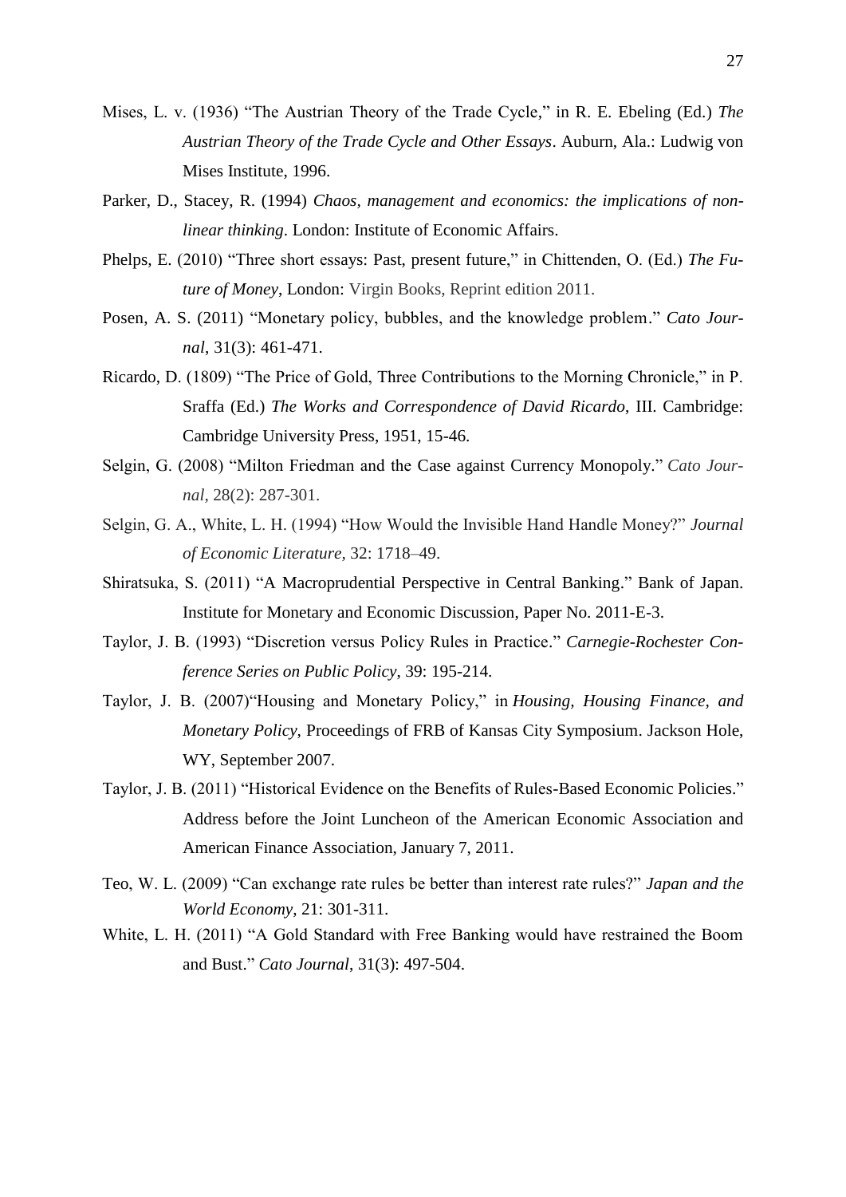Mises, L. v. (1936) "The Austrian Theory of the Trade Cycle," in R. E. Ebeling (Ed.) *The Austrian Theory of the Trade Cycle and Other Essays*. Auburn, Ala.: Ludwig von Mises Institute, 1996.

Parker, D., Stacey, R. (1994) *Chaos, management and economics: the implications of non-linear thinking*. London: Institute of Economic Affairs.

Phelps, E. (2010) "Three short essays: Past, present future," in Chittenden, O. (Ed.) *The Future of Money*, London: Virgin Books, Reprint edition 2011.

Posen, A. S. (2011) "Monetary policy, bubbles, and the knowledge problem." *Cato Journal*, 31(3): 461-471.

Ricardo, D. (1809) "The Price of Gold, Three Contributions to the Morning Chronicle," in P. Sraffa (Ed.) *The Works and Correspondence of David Ricardo*, III. Cambridge: Cambridge University Press, 1951, 15-46.

Selgin, G. (2008) "Milton Friedman and the Case against Currency Monopoly." *Cato Journal*, 28(2): 287-301.

Selgin, G. A., White, L. H. (1994) "How Would the Invisible Hand Handle Money?" *Journal of Economic Literature*, 32: 1718–49.

Shiratsuka, S. (2011) "A Macroprudential Perspective in Central Banking." Bank of Japan. Institute for Monetary and Economic Discussion, Paper No. 2011-E-3.

Taylor, J. B. (1993) "Discretion versus Policy Rules in Practice." *Carnegie-Rochester Conference Series on Public Policy*, 39: 195-214.

Taylor, J. B. (2007)"Housing and Monetary Policy," in *Housing, Housing Finance, and Monetary Policy*, Proceedings of FRB of Kansas City Symposium. Jackson Hole, WY, September 2007.

Taylor, J. B. (2011) "Historical Evidence on the Benefits of Rules-Based Economic Policies." Address before the Joint Luncheon of the American Economic Association and American Finance Association, January 7, 2011.

Teo, W. L. (2009) "Can exchange rate rules be better than interest rate rules?" *Japan and the World Economy*, 21: 301-311.

White, L. H. (2011) "A Gold Standard with Free Banking would have restrained the Boom and Bust." *Cato Journal*, 31(3): 497-504.